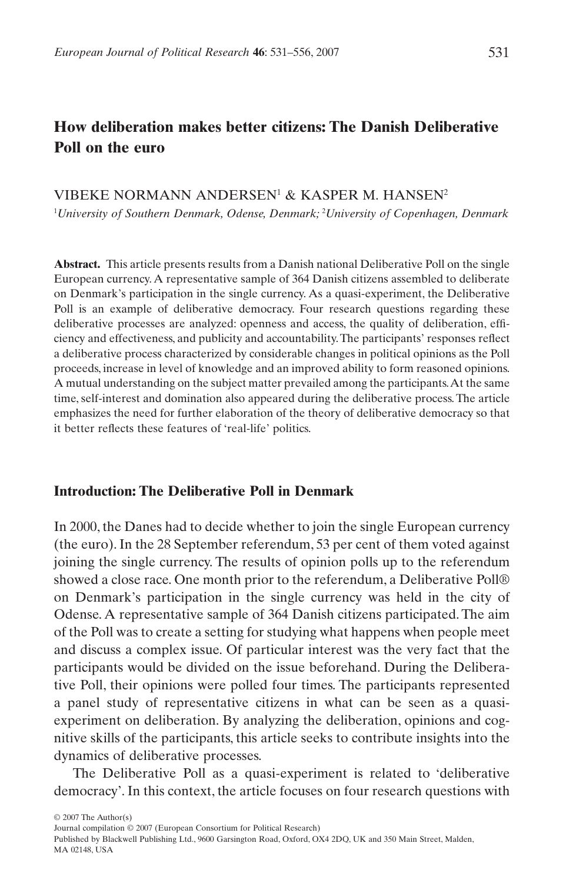# How deliberation makes better citizens: The Danish Deliberative Poll on the euro

VIBEKE NORMANN ANDERSEN[1] & KASPER M. HANSEN[2]

[1]*University of Southern Denmark, Odense, Denmark;* [2]*University of Copenhagen, Denmark*

**Abstract.** This article presents results from a Danish national Deliberative Poll on the single European currency. A representative sample of 364 Danish citizens assembled to deliberate on Denmark's participation in the single currency. As a quasi-experiment, the Deliberative Poll is an example of deliberative democracy. Four research questions regarding these deliberative processes are analyzed: openness and access, the quality of deliberation, efficiency and effectiveness, and publicity and accountability. The participants' responses reflect a deliberative process characterized by considerable changes in political opinions as the Poll proceeds, increase in level of knowledge and an improved ability to form reasoned opinions. A mutual understanding on the subject matter prevailed among the participants. At the same time, self-interest and domination also appeared during the deliberative process. The article emphasizes the need for further elaboration of the theory of deliberative democracy so that it better reflects these features of 'real-life' politics.

## Introduction: The Deliberative Poll in Denmark

In 2000, the Danes had to decide whether to join the single European currency (the euro). In the 28 September referendum, 53 per cent of them voted against joining the single currency. The results of opinion polls up to the referendum showed a close race. One month prior to the referendum, a Deliberative Poll® on Denmark's participation in the single currency was held in the city of Odense. A representative sample of 364 Danish citizens participated. The aim of the Poll was to create a setting for studying what happens when people meet and discuss a complex issue. Of particular interest was the very fact that the participants would be divided on the issue beforehand. During the Deliberative Poll, their opinions were polled four times. The participants represented a panel study of representative citizens in what can be seen as a quasi-experiment on deliberation. By analyzing the deliberation, opinions and cognitive skills of the participants, this article seeks to contribute insights into the dynamics of deliberative processes.

The Deliberative Poll as a quasi-experiment is related to 'deliberative democracy'. In this context, the article focuses on four research questions with

© 2007 The Author(s)
Journal compilation © 2007 (European Consortium for Political Research)
Published by Blackwell Publishing Ltd., 9600 Garsington Road, Oxford, OX4 2DQ, UK and 350 Main Street, Malden, MA 02148, USA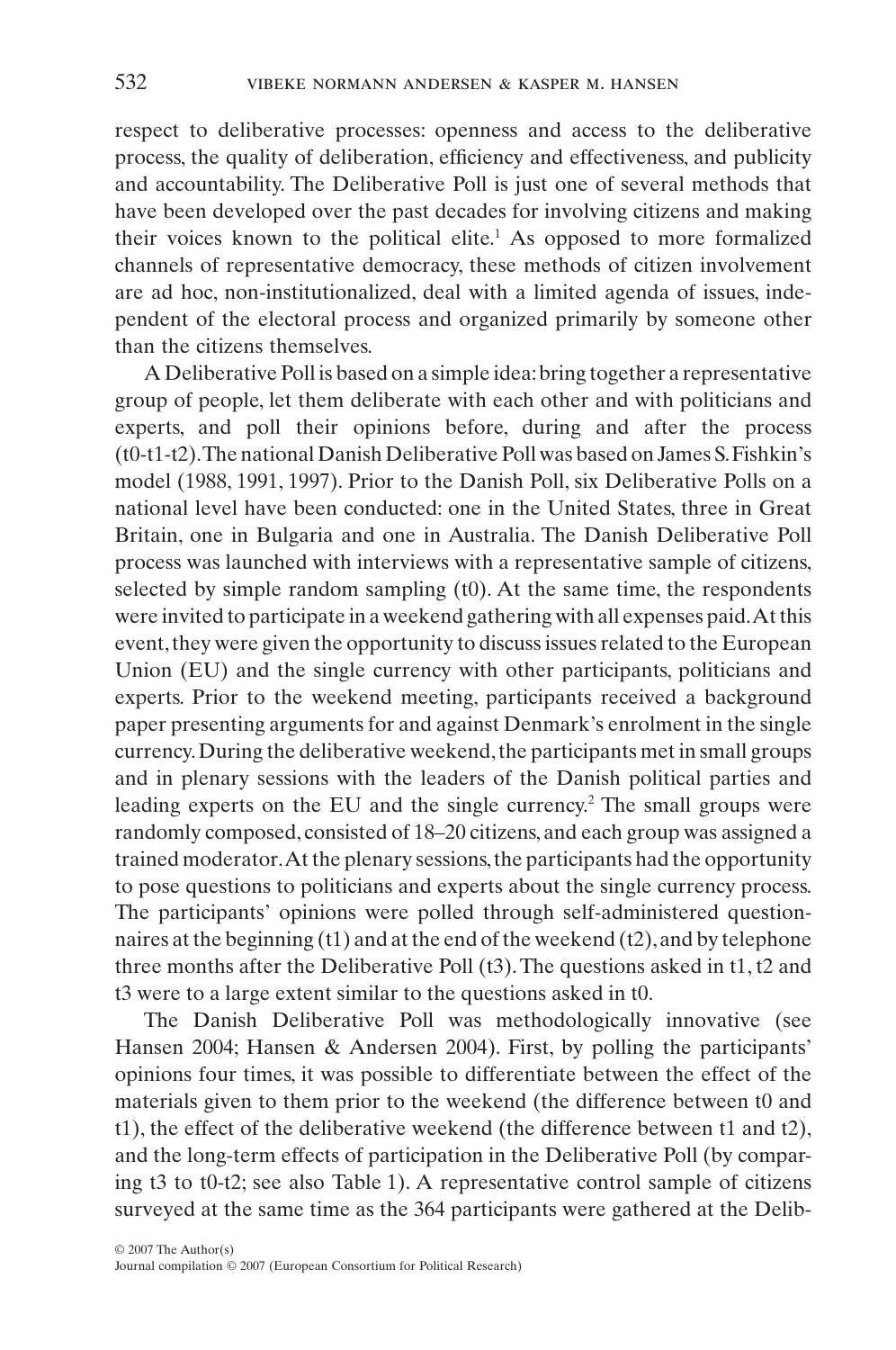respect to deliberative processes: openness and access to the deliberative process, the quality of deliberation, efficiency and effectiveness, and publicity and accountability. The Deliberative Poll is just one of several methods that have been developed over the past decades for involving citizens and making their voices known to the political elite.[1] As opposed to more formalized channels of representative democracy, these methods of citizen involvement are ad hoc, non-institutionalized, deal with a limited agenda of issues, independent of the electoral process and organized primarily by someone other than the citizens themselves.

A Deliberative Poll is based on a simple idea: bring together a representative group of people, let them deliberate with each other and with politicians and experts, and poll their opinions before, during and after the process (t0-t1-t2). The national Danish Deliberative Poll was based on James S. Fishkin's model (1988, 1991, 1997). Prior to the Danish Poll, six Deliberative Polls on a national level have been conducted: one in the United States, three in Great Britain, one in Bulgaria and one in Australia. The Danish Deliberative Poll process was launched with interviews with a representative sample of citizens, selected by simple random sampling (t0). At the same time, the respondents were invited to participate in a weekend gathering with all expenses paid. At this event, they were given the opportunity to discuss issues related to the European Union (EU) and the single currency with other participants, politicians and experts. Prior to the weekend meeting, participants received a background paper presenting arguments for and against Denmark's enrolment in the single currency. During the deliberative weekend, the participants met in small groups and in plenary sessions with the leaders of the Danish political parties and leading experts on the EU and the single currency.[2] The small groups were randomly composed, consisted of 18–20 citizens, and each group was assigned a trained moderator. At the plenary sessions, the participants had the opportunity to pose questions to politicians and experts about the single currency process. The participants' opinions were polled through self-administered questionnaires at the beginning (t1) and at the end of the weekend (t2), and by telephone three months after the Deliberative Poll (t3). The questions asked in t1, t2 and t3 were to a large extent similar to the questions asked in t0.

The Danish Deliberative Poll was methodologically innovative (see Hansen 2004; Hansen & Andersen 2004). First, by polling the participants' opinions four times, it was possible to differentiate between the effect of the materials given to them prior to the weekend (the difference between t0 and t1), the effect of the deliberative weekend (the difference between t1 and t2), and the long-term effects of participation in the Deliberative Poll (by comparing t3 to t0-t2; see also Table 1). A representative control sample of citizens surveyed at the same time as the 364 participants were gathered at the Delib-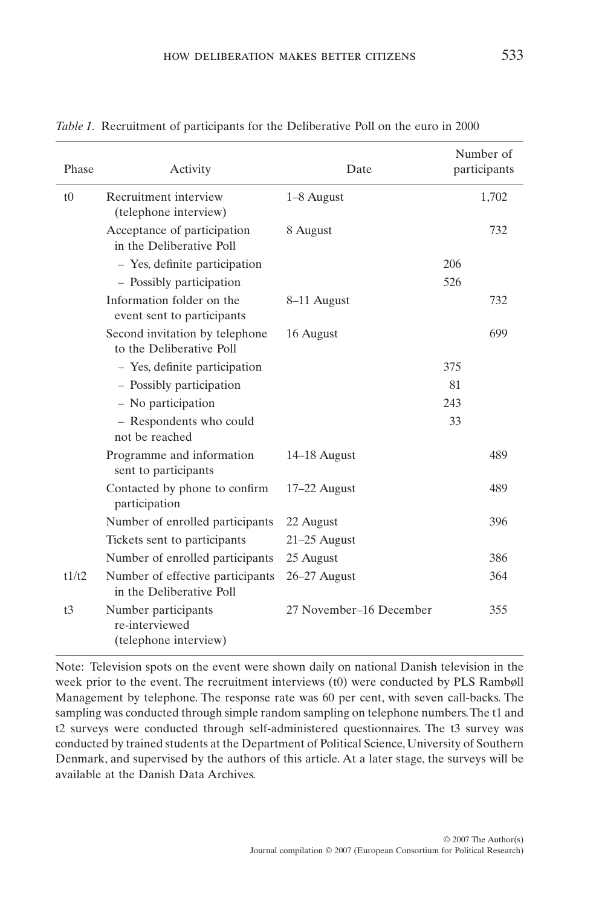*Table 1.* Recruitment of participants for the Deliberative Poll on the euro in 2000

| Phase | Activity | Date | | Number of participants |
|---|---|---|---|---|
| t0 | Recruitment interview (telephone interview) | 1–8 August | | 1,702 |
| | Acceptance of participation in the Deliberative Poll | 8 August | | 732 |
| | – Yes, definite participation | | 206 | |
| | – Possibly participation | | 526 | |
| | Information folder on the event sent to participants | 8–11 August | | 732 |
| | Second invitation by telephone to the Deliberative Poll | 16 August | | 699 |
| | – Yes, definite participation | | 375 | |
| | – Possibly participation | | 81 | |
| | – No participation | | 243 | |
| | – Respondents who could not be reached | | 33 | |
| | Programme and information sent to participants | 14–18 August | | 489 |
| | Contacted by phone to confirm participation | 17–22 August | | 489 |
| | Number of enrolled participants | 22 August | | 396 |
| | Tickets sent to participants | 21–25 August | | |
| | Number of enrolled participants | 25 August | | 386 |
| t1/t2 | Number of effective participants in the Deliberative Poll | 26–27 August | | 364 |
| t3 | Number participants re-interviewed (telephone interview) | 27 November–16 December | | 355 |

Note: Television spots on the event were shown daily on national Danish television in the week prior to the event. The recruitment interviews (t0) were conducted by PLS Rambøll Management by telephone. The response rate was 60 per cent, with seven call-backs. The sampling was conducted through simple random sampling on telephone numbers. The t1 and t2 surveys were conducted through self-administered questionnaires. The t3 survey was conducted by trained students at the Department of Political Science, University of Southern Denmark, and supervised by the authors of this article. At a later stage, the surveys will be available at the Danish Data Archives.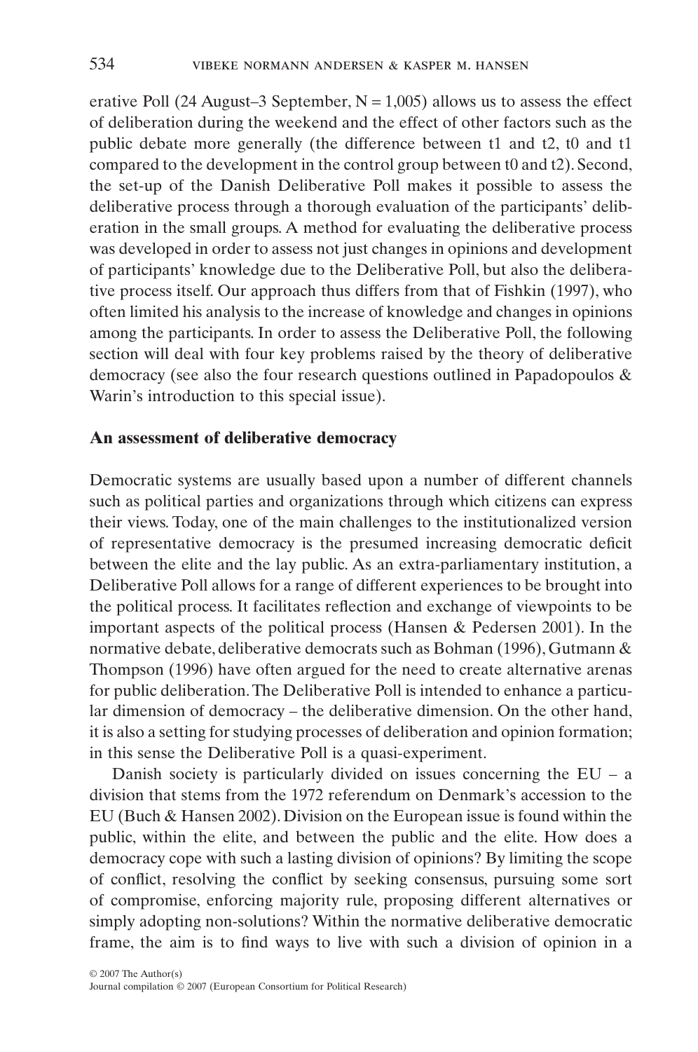erative Poll (24 August–3 September, N = 1,005) allows us to assess the effect of deliberation during the weekend and the effect of other factors such as the public debate more generally (the difference between t1 and t2, t0 and t1 compared to the development in the control group between t0 and t2). Second, the set-up of the Danish Deliberative Poll makes it possible to assess the deliberative process through a thorough evaluation of the participants' deliberation in the small groups. A method for evaluating the deliberative process was developed in order to assess not just changes in opinions and development of participants' knowledge due to the Deliberative Poll, but also the deliberative process itself. Our approach thus differs from that of Fishkin (1997), who often limited his analysis to the increase of knowledge and changes in opinions among the participants. In order to assess the Deliberative Poll, the following section will deal with four key problems raised by the theory of deliberative democracy (see also the four research questions outlined in Papadopoulos & Warin's introduction to this special issue).

## An assessment of deliberative democracy

Democratic systems are usually based upon a number of different channels such as political parties and organizations through which citizens can express their views. Today, one of the main challenges to the institutionalized version of representative democracy is the presumed increasing democratic deficit between the elite and the lay public. As an extra-parliamentary institution, a Deliberative Poll allows for a range of different experiences to be brought into the political process. It facilitates reflection and exchange of viewpoints to be important aspects of the political process (Hansen & Pedersen 2001). In the normative debate, deliberative democrats such as Bohman (1996), Gutmann & Thompson (1996) have often argued for the need to create alternative arenas for public deliberation. The Deliberative Poll is intended to enhance a particular dimension of democracy – the deliberative dimension. On the other hand, it is also a setting for studying processes of deliberation and opinion formation; in this sense the Deliberative Poll is a quasi-experiment.

Danish society is particularly divided on issues concerning the EU – a division that stems from the 1972 referendum on Denmark's accession to the EU (Buch & Hansen 2002). Division on the European issue is found within the public, within the elite, and between the public and the elite. How does a democracy cope with such a lasting division of opinions? By limiting the scope of conflict, resolving the conflict by seeking consensus, pursuing some sort of compromise, enforcing majority rule, proposing different alternatives or simply adopting non-solutions? Within the normative deliberative democratic frame, the aim is to find ways to live with such a division of opinion in a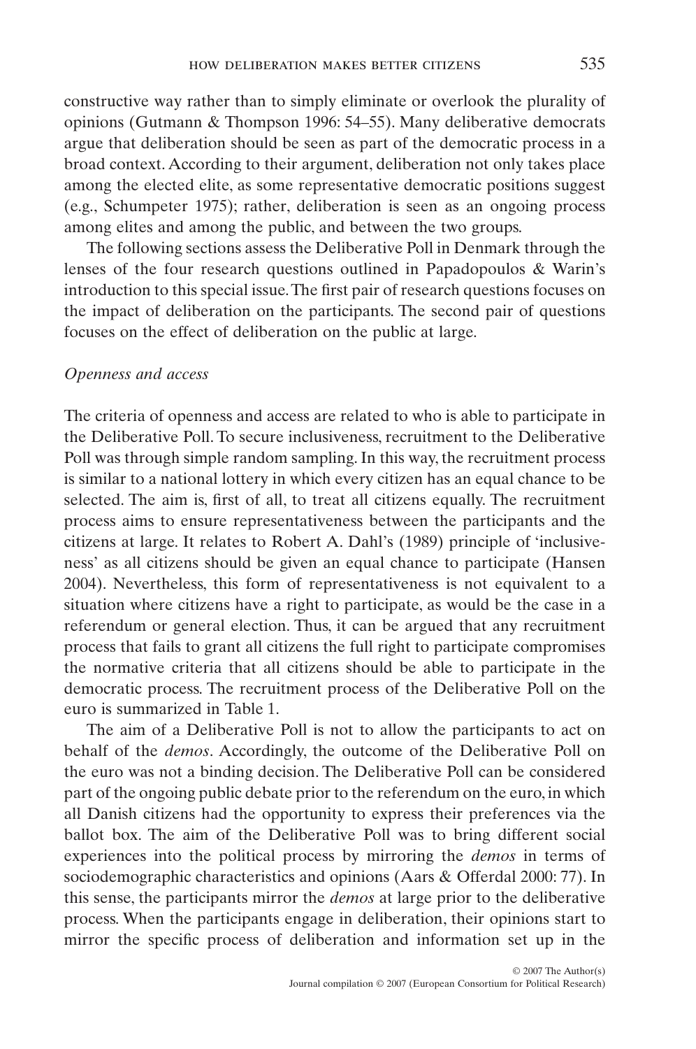constructive way rather than to simply eliminate or overlook the plurality of opinions (Gutmann & Thompson 1996: 54–55). Many deliberative democrats argue that deliberation should be seen as part of the democratic process in a broad context. According to their argument, deliberation not only takes place among the elected elite, as some representative democratic positions suggest (e.g., Schumpeter 1975); rather, deliberation is seen as an ongoing process among elites and among the public, and between the two groups.

The following sections assess the Deliberative Poll in Denmark through the lenses of the four research questions outlined in Papadopoulos & Warin's introduction to this special issue. The first pair of research questions focuses on the impact of deliberation on the participants. The second pair of questions focuses on the effect of deliberation on the public at large.

### *Openness and access*

The criteria of openness and access are related to who is able to participate in the Deliberative Poll. To secure inclusiveness, recruitment to the Deliberative Poll was through simple random sampling. In this way, the recruitment process is similar to a national lottery in which every citizen has an equal chance to be selected. The aim is, first of all, to treat all citizens equally. The recruitment process aims to ensure representativeness between the participants and the citizens at large. It relates to Robert A. Dahl's (1989) principle of 'inclusiveness' as all citizens should be given an equal chance to participate (Hansen 2004). Nevertheless, this form of representativeness is not equivalent to a situation where citizens have a right to participate, as would be the case in a referendum or general election. Thus, it can be argued that any recruitment process that fails to grant all citizens the full right to participate compromises the normative criteria that all citizens should be able to participate in the democratic process. The recruitment process of the Deliberative Poll on the euro is summarized in Table 1.

The aim of a Deliberative Poll is not to allow the participants to act on behalf of the *demos*. Accordingly, the outcome of the Deliberative Poll on the euro was not a binding decision. The Deliberative Poll can be considered part of the ongoing public debate prior to the referendum on the euro, in which all Danish citizens had the opportunity to express their preferences via the ballot box. The aim of the Deliberative Poll was to bring different social experiences into the political process by mirroring the *demos* in terms of sociodemographic characteristics and opinions (Aars & Offerdal 2000: 77). In this sense, the participants mirror the *demos* at large prior to the deliberative process. When the participants engage in deliberation, their opinions start to mirror the specific process of deliberation and information set up in the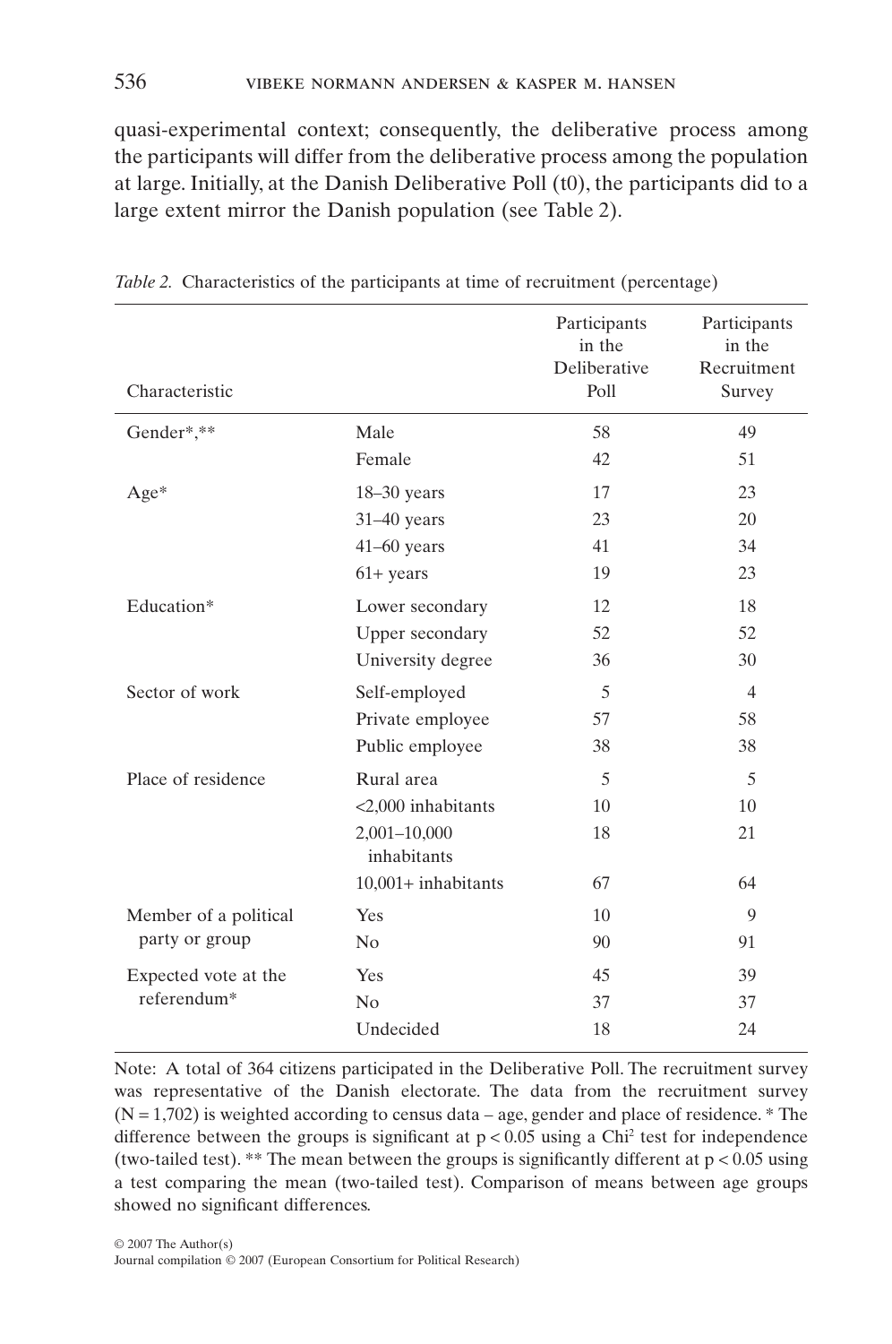quasi-experimental context; consequently, the deliberative process among the participants will differ from the deliberative process among the population at large. Initially, at the Danish Deliberative Poll (t0), the participants did to a large extent mirror the Danish population (see Table 2).

*Table 2.* Characteristics of the participants at time of recruitment (percentage)

| Characteristic | | Participants in the Deliberative Poll | Participants in the Recruitment Survey |
|---|---|---|---|
| Gender*,** | Male | 58 | 49 |
| | Female | 42 | 51 |
| Age* | 18–30 years | 17 | 23 |
| | 31–40 years | 23 | 20 |
| | 41–60 years | 41 | 34 |
| | 61+ years | 19 | 23 |
| Education* | Lower secondary | 12 | 18 |
| | Upper secondary | 52 | 52 |
| | University degree | 36 | 30 |
| Sector of work | Self-employed | 5 | 4 |
| | Private employee | 57 | 58 |
| | Public employee | 38 | 38 |
| Place of residence | Rural area | 5 | 5 |
| | <2,000 inhabitants | 10 | 10 |
| | 2,001–10,000 inhabitants | 18 | 21 |
| | 10,001+ inhabitants | 67 | 64 |
| Member of a political party or group | Yes | 10 | 9 |
| | No | 90 | 91 |
| Expected vote at the referendum* | Yes | 45 | 39 |
| | No | 37 | 37 |
| | Undecided | 18 | 24 |

Note: A total of 364 citizens participated in the Deliberative Poll. The recruitment survey was representative of the Danish electorate. The data from the recruitment survey (N = 1,702) is weighted according to census data – age, gender and place of residence. * The difference between the groups is significant at $p < 0.05$ using a $Chi^2$ test for independence (two-tailed test). ** The mean between the groups is significantly different at $p < 0.05$ using a test comparing the mean (two-tailed test). Comparison of means between age groups showed no significant differences.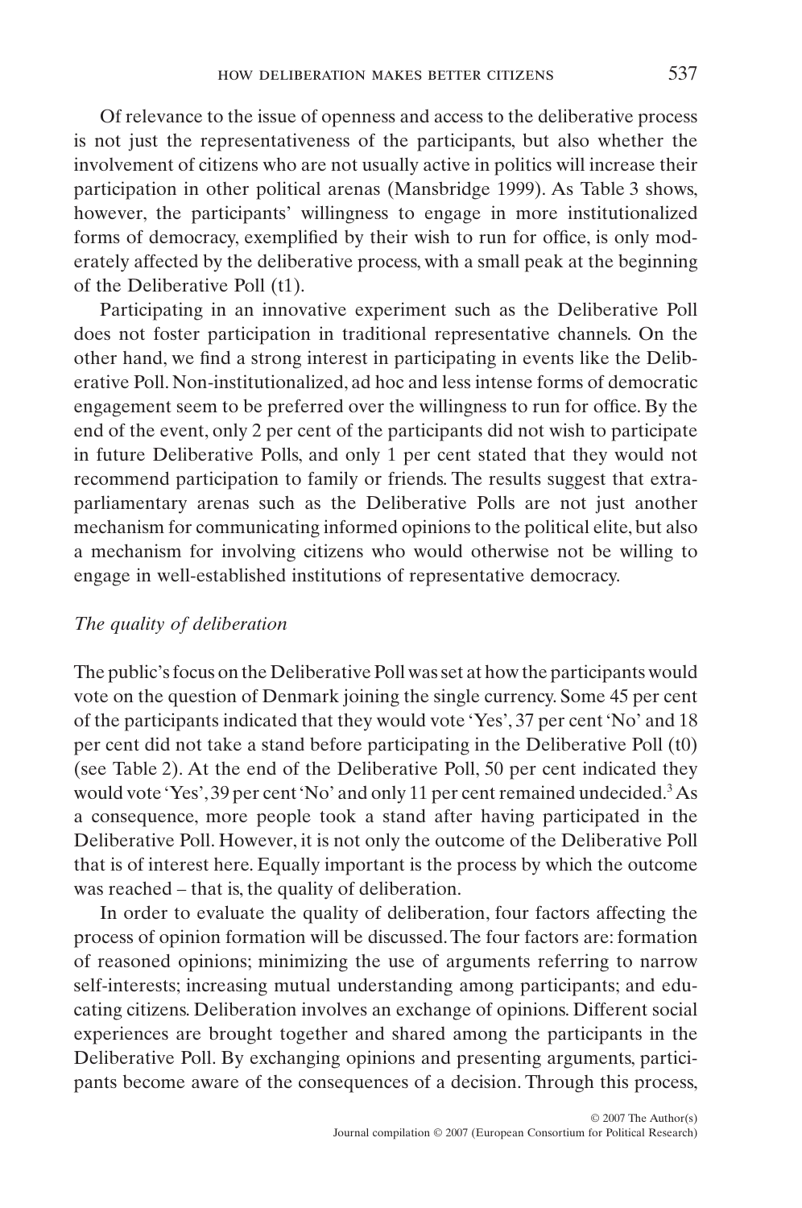Of relevance to the issue of openness and access to the deliberative process is not just the representativeness of the participants, but also whether the involvement of citizens who are not usually active in politics will increase their participation in other political arenas (Mansbridge 1999). As Table 3 shows, however, the participants' willingness to engage in more institutionalized forms of democracy, exemplified by their wish to run for office, is only moderately affected by the deliberative process, with a small peak at the beginning of the Deliberative Poll (t1).

Participating in an innovative experiment such as the Deliberative Poll does not foster participation in traditional representative channels. On the other hand, we find a strong interest in participating in events like the Deliberative Poll. Non-institutionalized, ad hoc and less intense forms of democratic engagement seem to be preferred over the willingness to run for office. By the end of the event, only 2 per cent of the participants did not wish to participate in future Deliberative Polls, and only 1 per cent stated that they would not recommend participation to family or friends. The results suggest that extra-parliamentary arenas such as the Deliberative Polls are not just another mechanism for communicating informed opinions to the political elite, but also a mechanism for involving citizens who would otherwise not be willing to engage in well-established institutions of representative democracy.

### *The quality of deliberation*

The public's focus on the Deliberative Poll was set at how the participants would vote on the question of Denmark joining the single currency. Some 45 per cent of the participants indicated that they would vote 'Yes', 37 per cent 'No' and 18 per cent did not take a stand before participating in the Deliberative Poll (t0) (see Table 2). At the end of the Deliberative Poll, 50 per cent indicated they would vote 'Yes', 39 per cent 'No' and only 11 per cent remained undecided.[3] As a consequence, more people took a stand after having participated in the Deliberative Poll. However, it is not only the outcome of the Deliberative Poll that is of interest here. Equally important is the process by which the outcome was reached – that is, the quality of deliberation.

In order to evaluate the quality of deliberation, four factors affecting the process of opinion formation will be discussed. The four factors are: formation of reasoned opinions; minimizing the use of arguments referring to narrow self-interests; increasing mutual understanding among participants; and educating citizens. Deliberation involves an exchange of opinions. Different social experiences are brought together and shared among the participants in the Deliberative Poll. By exchanging opinions and presenting arguments, participants become aware of the consequences of a decision. Through this process,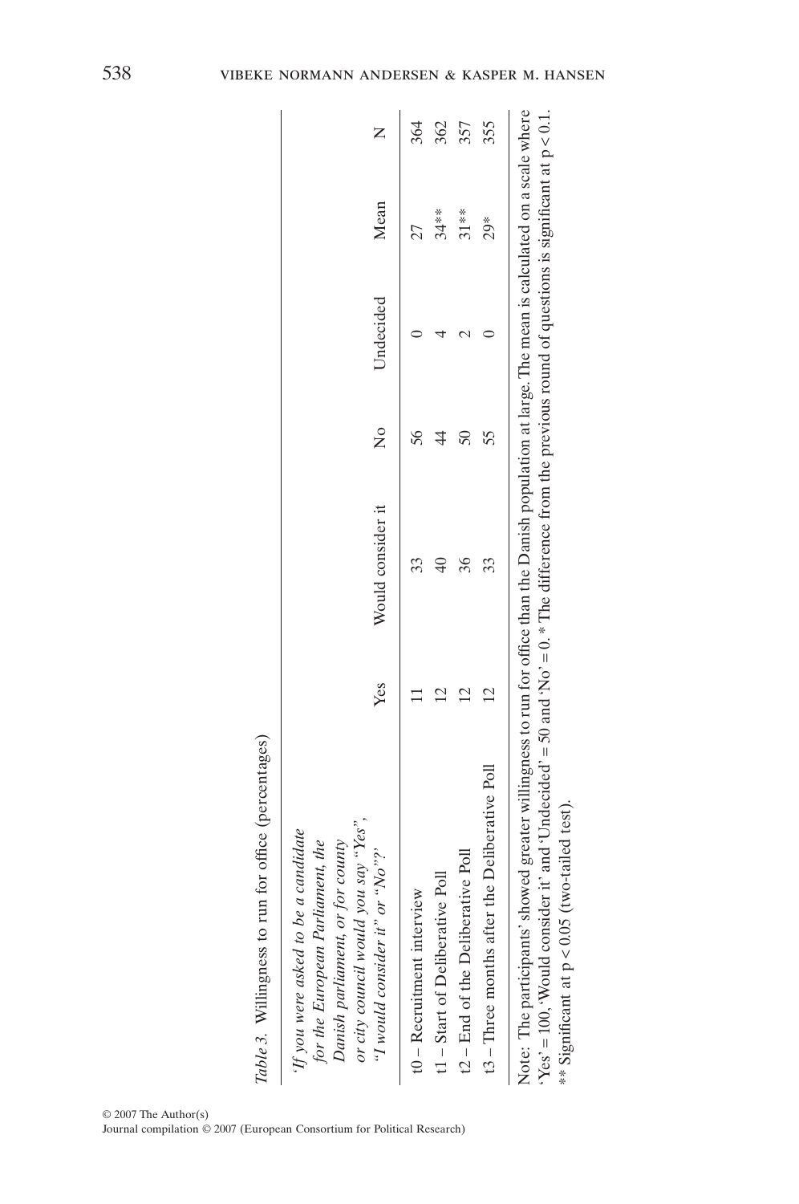*Table 3.* Willingness to run for office (percentages)

| *'If you were asked to be a candidate for the European Parliament, the Danish parliament, or for county or city council would you say "Yes", "I would consider it" or "No"?'* | Yes | Would consider it | No | Undecided | Mean | N |
|---|---|---|---|---|---|---|
| t0 – Recruitment interview | 11 | 33 | 56 | 0 | 27 | 364 |
| t1 – Start of Deliberative Poll | 12 | 40 | 44 | 4 | 34** | 362 |
| t2 – End of the Deliberative Poll | 12 | 36 | 50 | 2 | 31** | 357 |
| t3 – Three months after the Deliberative Poll | 12 | 33 | 55 | 0 | 29* | 355 |

Note: The participants' showed greater willingness to run for office than the Danish population at large. The mean is calculated on a scale where 'Yes' = 100, 'Would consider it' and 'Undecided' = 50 and 'No' = 0. * The difference from the previous round of questions is significant at $p < 0.1$. ** Significant at $p < 0.05$ (two-tailed test).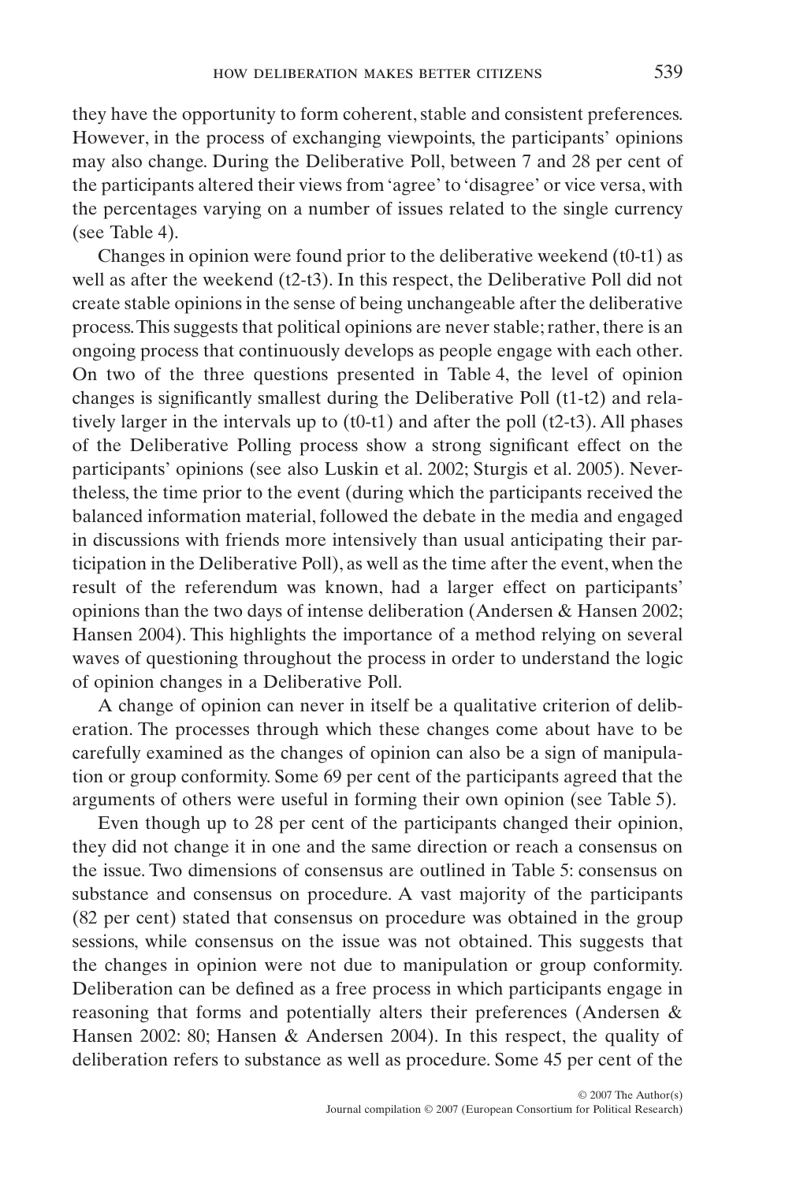they have the opportunity to form coherent, stable and consistent preferences. However, in the process of exchanging viewpoints, the participants' opinions may also change. During the Deliberative Poll, between 7 and 28 per cent of the participants altered their views from 'agree' to 'disagree' or vice versa, with the percentages varying on a number of issues related to the single currency (see Table 4).

Changes in opinion were found prior to the deliberative weekend (t0-t1) as well as after the weekend (t2-t3). In this respect, the Deliberative Poll did not create stable opinions in the sense of being unchangeable after the deliberative process. This suggests that political opinions are never stable; rather, there is an ongoing process that continuously develops as people engage with each other. On two of the three questions presented in Table 4, the level of opinion changes is significantly smallest during the Deliberative Poll (t1-t2) and relatively larger in the intervals up to (t0-t1) and after the poll (t2-t3). All phases of the Deliberative Polling process show a strong significant effect on the participants' opinions (see also Luskin et al. 2002; Sturgis et al. 2005). Nevertheless, the time prior to the event (during which the participants received the balanced information material, followed the debate in the media and engaged in discussions with friends more intensively than usual anticipating their participation in the Deliberative Poll), as well as the time after the event, when the result of the referendum was known, had a larger effect on participants' opinions than the two days of intense deliberation (Andersen & Hansen 2002; Hansen 2004). This highlights the importance of a method relying on several waves of questioning throughout the process in order to understand the logic of opinion changes in a Deliberative Poll.

A change of opinion can never in itself be a qualitative criterion of deliberation. The processes through which these changes come about have to be carefully examined as the changes of opinion can also be a sign of manipulation or group conformity. Some 69 per cent of the participants agreed that the arguments of others were useful in forming their own opinion (see Table 5).

Even though up to 28 per cent of the participants changed their opinion, they did not change it in one and the same direction or reach a consensus on the issue. Two dimensions of consensus are outlined in Table 5: consensus on substance and consensus on procedure. A vast majority of the participants (82 per cent) stated that consensus on procedure was obtained in the group sessions, while consensus on the issue was not obtained. This suggests that the changes in opinion were not due to manipulation or group conformity. Deliberation can be defined as a free process in which participants engage in reasoning that forms and potentially alters their preferences (Andersen & Hansen 2002: 80; Hansen & Andersen 2004). In this respect, the quality of deliberation refers to substance as well as procedure. Some 45 per cent of the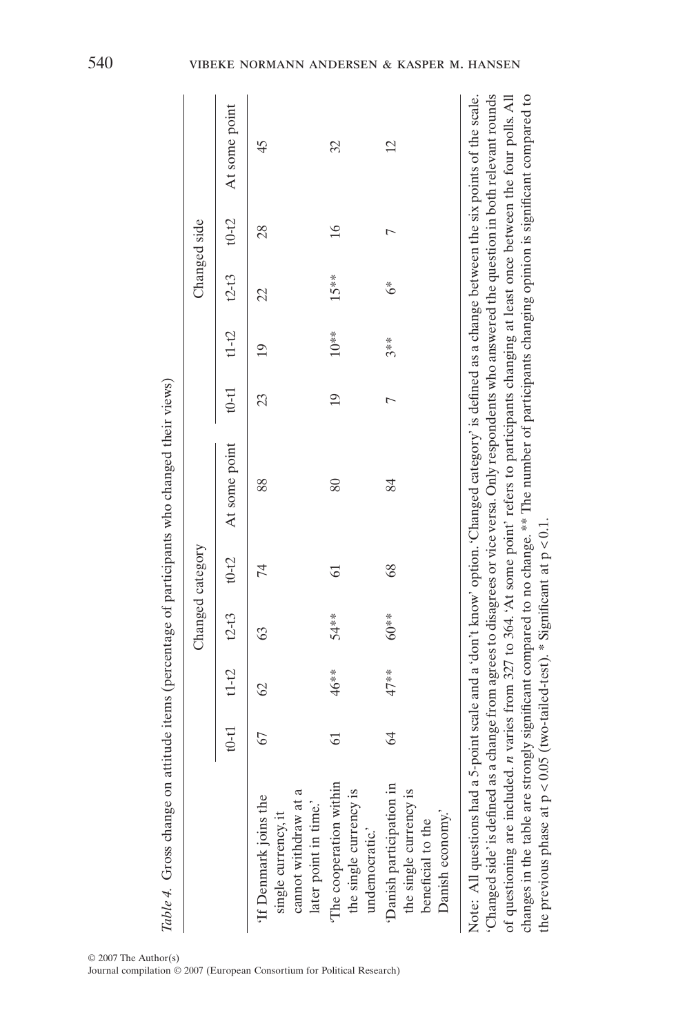*Table 4.* Gross change on attitude items (percentage of participants who changed their views)

| | Changed category | | | | Changed side | | | | | |
|---|---|---|---|---|---|---|---|---|---|---|
| | t0-t1 | t1-t2 | t2-t3 | t0-t2 | At some point | t0-t1 | t1-t2 | t2-t3 | t0-t2 | At some point |
| 'If Denmark joins the single currency, it cannot withdraw at a later point in time.' | 67 | 62 | 63 | 74 | 88 | 23 | 19 | 22 | 28 | 45 |
| 'The cooperation within the single currency is undemocratic.' | 61 | 46** | 54** | 61 | 80 | 19 | 10** | 15** | 16 | 32 |
| 'Danish participation in the single currency is beneficial to the Danish economy.' | 64 | 47** | 60** | 68 | 84 | 7 | 3** | 6* | 7 | 12 |

Note: All questions had a 5-point scale and a 'don't know' option. 'Changed category' is defined as a change between the six points of the scale. 'Changed side' is defined as a change from agrees to disagrees or vice versa. Only respondents who answered the question in both relevant rounds of questioning are included. *n* varies from 327 to 364. 'At some point' refers to participants changing at least once between the four polls. All changes in the table are strongly significant compared to no change. ** The number of participants changing opinion is significant compared to the previous phase at $p < 0.05$ (two-tailed-test). * Significant at $p < 0.1$.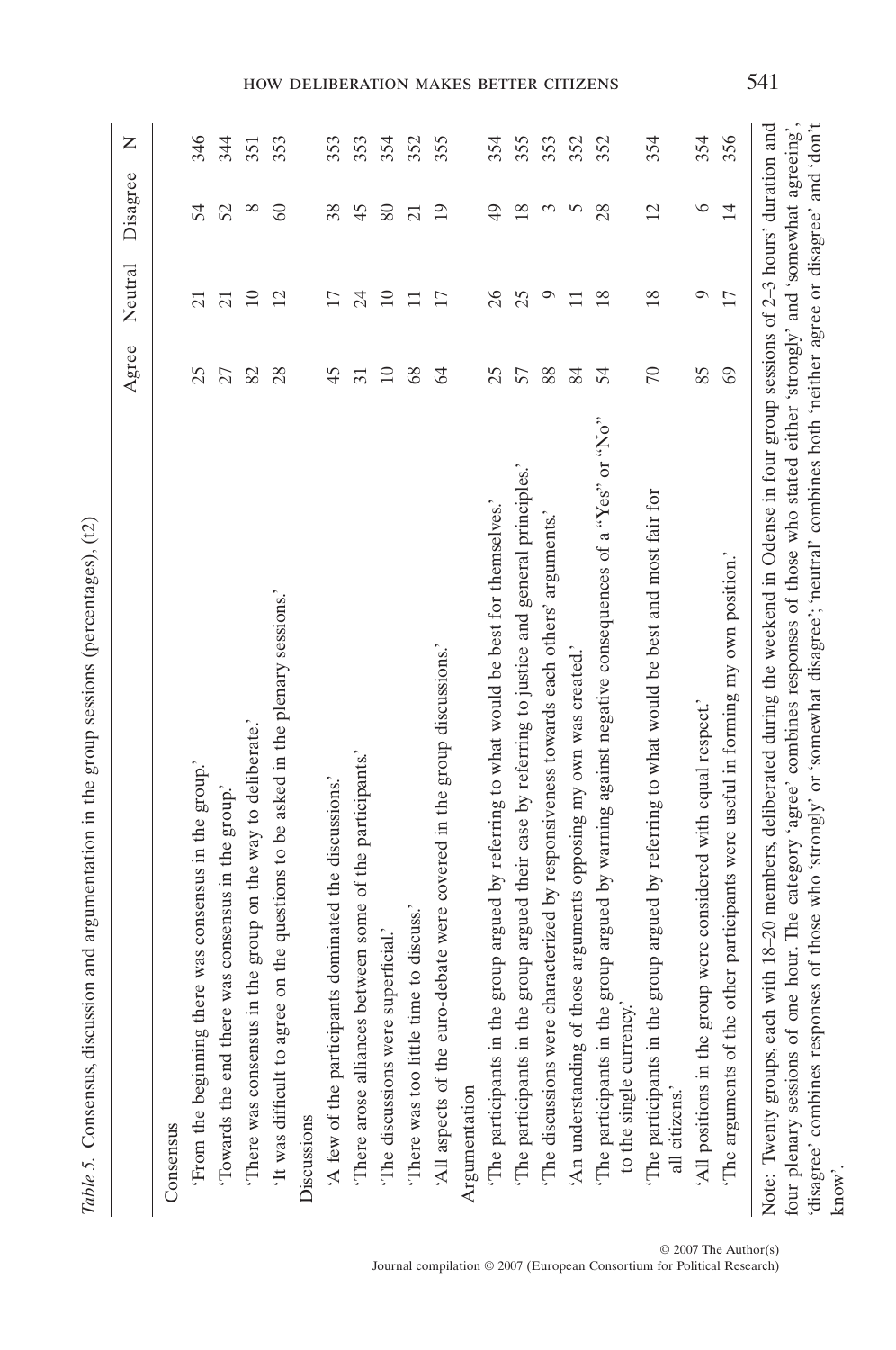*Table 5.* Consensus, discussion and argumentation in the group sessions (percentages), (t2)

| | Agree | Neutral | Disagree | N |
|---|---|---|---|---|
| Consensus | | | | |
| 'From the beginning there was consensus in the group.' | 25 | 21 | 54 | 346 |
| 'Towards the end there was consensus in the group.' | 27 | 21 | 52 | 344 |
| 'There was consensus in the group on the way to deliberate.' | 82 | 10 | 8 | 351 |
| 'It was difficult to agree on the questions to be asked in the plenary sessions.' | 28 | 12 | 60 | 353 |
| Discussions | | | | |
| 'A few of the participants dominated the discussions.' | 45 | 17 | 38 | 353 |
| 'There arose alliances between some of the participants.' | 31 | 24 | 45 | 353 |
| 'The discussions were superficial.' | 10 | 10 | 80 | 354 |
| 'There was too little time to discuss.' | 68 | 11 | 21 | 352 |
| 'All aspects of the euro-debate were covered in the group discussions.' | 64 | 17 | 19 | 355 |
| Argumentation | | | | |
| 'The participants in the group argued by referring to what would be best for themselves.' | 25 | 26 | 49 | 354 |
| 'The participants in the group argued their case by referring to justice and general principles.' | 57 | 25 | 18 | 355 |
| 'The discussions were characterized by responsiveness towards each others' arguments.' | 88 | 9 | 3 | 353 |
| 'An understanding of those arguments opposing my own was created.' | 84 | 11 | 5 | 352 |
| 'The participants in the group argued by warning against negative consequences of a "Yes" or "No" to the single currency.' | 54 | 18 | 28 | 352 |
| 'The participants in the group argued by referring to what would be best and most fair for all citizens.' | 70 | 18 | 12 | 354 |
| 'All positions in the group were considered with equal respect.' | 85 | 9 | 6 | 354 |
| 'The arguments of the other participants were useful in forming my own position.' | 69 | 17 | 14 | 356 |

Note: Twenty groups, each with 18–20 members, deliberated during the weekend in Odense in four group sessions of 2–3 hours' duration and four plenary sessions of one hour. The category 'agree' combines responses of those who stated either 'strongly' and 'somewhat agreeing', 'disagree' combines responses of those who 'strongly' or 'somewhat disagree'; 'neutral' combines both 'neither agree or disagree' and 'don't know'.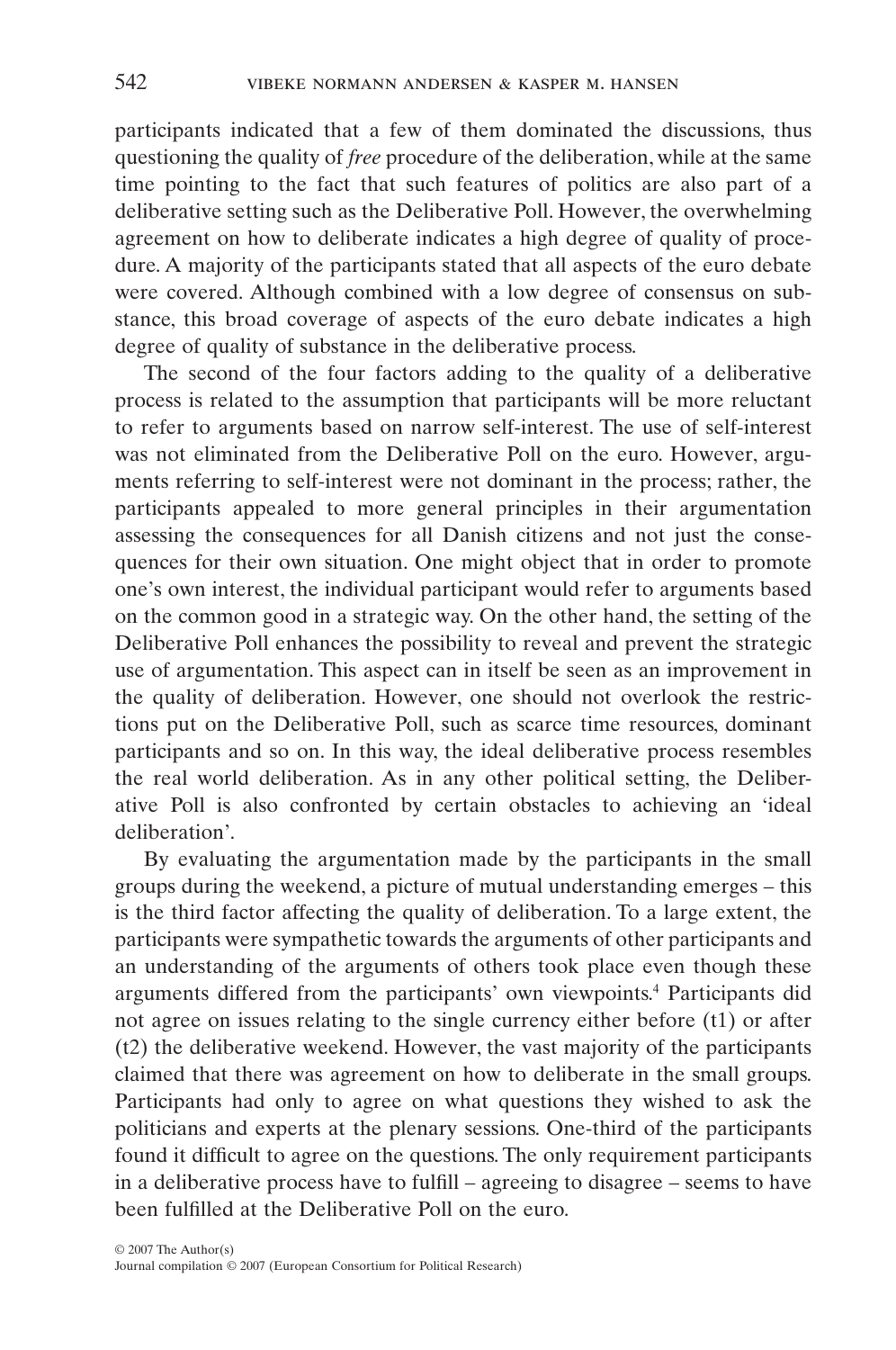participants indicated that a few of them dominated the discussions, thus questioning the quality of *free* procedure of the deliberation, while at the same time pointing to the fact that such features of politics are also part of a deliberative setting such as the Deliberative Poll. However, the overwhelming agreement on how to deliberate indicates a high degree of quality of procedure. A majority of the participants stated that all aspects of the euro debate were covered. Although combined with a low degree of consensus on substance, this broad coverage of aspects of the euro debate indicates a high degree of quality of substance in the deliberative process.

The second of the four factors adding to the quality of a deliberative process is related to the assumption that participants will be more reluctant to refer to arguments based on narrow self-interest. The use of self-interest was not eliminated from the Deliberative Poll on the euro. However, arguments referring to self-interest were not dominant in the process; rather, the participants appealed to more general principles in their argumentation assessing the consequences for all Danish citizens and not just the consequences for their own situation. One might object that in order to promote one's own interest, the individual participant would refer to arguments based on the common good in a strategic way. On the other hand, the setting of the Deliberative Poll enhances the possibility to reveal and prevent the strategic use of argumentation. This aspect can in itself be seen as an improvement in the quality of deliberation. However, one should not overlook the restrictions put on the Deliberative Poll, such as scarce time resources, dominant participants and so on. In this way, the ideal deliberative process resembles the real world deliberation. As in any other political setting, the Deliberative Poll is also confronted by certain obstacles to achieving an 'ideal deliberation'.

By evaluating the argumentation made by the participants in the small groups during the weekend, a picture of mutual understanding emerges – this is the third factor affecting the quality of deliberation. To a large extent, the participants were sympathetic towards the arguments of other participants and an understanding of the arguments of others took place even though these arguments differed from the participants' own viewpoints.[4] Participants did not agree on issues relating to the single currency either before (t1) or after (t2) the deliberative weekend. However, the vast majority of the participants claimed that there was agreement on how to deliberate in the small groups. Participants had only to agree on what questions they wished to ask the politicians and experts at the plenary sessions. One-third of the participants found it difficult to agree on the questions. The only requirement participants in a deliberative process have to fulfill – agreeing to disagree – seems to have been fulfilled at the Deliberative Poll on the euro.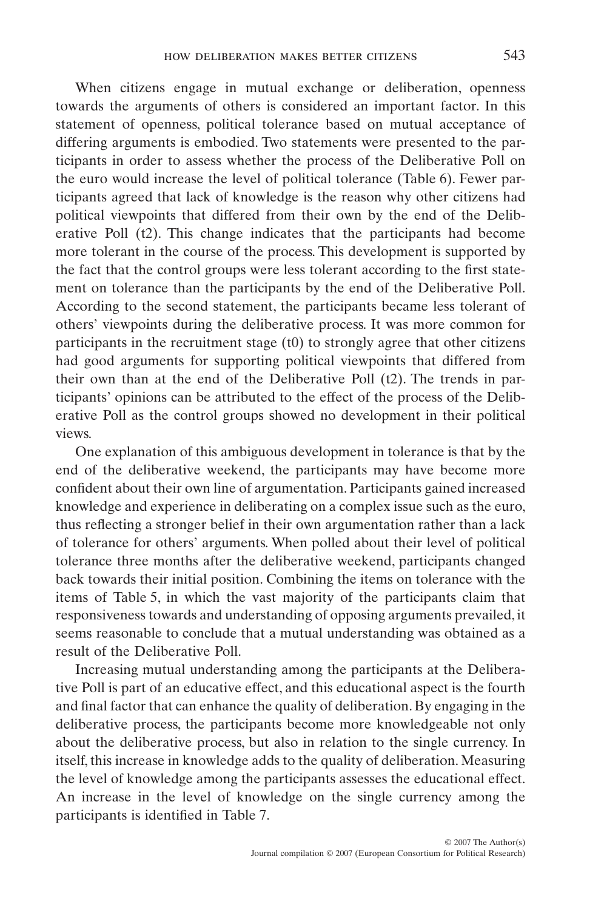When citizens engage in mutual exchange or deliberation, openness towards the arguments of others is considered an important factor. In this statement of openness, political tolerance based on mutual acceptance of differing arguments is embodied. Two statements were presented to the participants in order to assess whether the process of the Deliberative Poll on the euro would increase the level of political tolerance (Table 6). Fewer participants agreed that lack of knowledge is the reason why other citizens had political viewpoints that differed from their own by the end of the Deliberative Poll (t2). This change indicates that the participants had become more tolerant in the course of the process. This development is supported by the fact that the control groups were less tolerant according to the first statement on tolerance than the participants by the end of the Deliberative Poll. According to the second statement, the participants became less tolerant of others' viewpoints during the deliberative process. It was more common for participants in the recruitment stage (t0) to strongly agree that other citizens had good arguments for supporting political viewpoints that differed from their own than at the end of the Deliberative Poll (t2). The trends in participants' opinions can be attributed to the effect of the process of the Deliberative Poll as the control groups showed no development in their political views.

One explanation of this ambiguous development in tolerance is that by the end of the deliberative weekend, the participants may have become more confident about their own line of argumentation. Participants gained increased knowledge and experience in deliberating on a complex issue such as the euro, thus reflecting a stronger belief in their own argumentation rather than a lack of tolerance for others' arguments. When polled about their level of political tolerance three months after the deliberative weekend, participants changed back towards their initial position. Combining the items on tolerance with the items of Table 5, in which the vast majority of the participants claim that responsiveness towards and understanding of opposing arguments prevailed, it seems reasonable to conclude that a mutual understanding was obtained as a result of the Deliberative Poll.

Increasing mutual understanding among the participants at the Deliberative Poll is part of an educative effect, and this educational aspect is the fourth and final factor that can enhance the quality of deliberation. By engaging in the deliberative process, the participants become more knowledgeable not only about the deliberative process, but also in relation to the single currency. In itself, this increase in knowledge adds to the quality of deliberation. Measuring the level of knowledge among the participants assesses the educational effect. An increase in the level of knowledge on the single currency among the participants is identified in Table 7.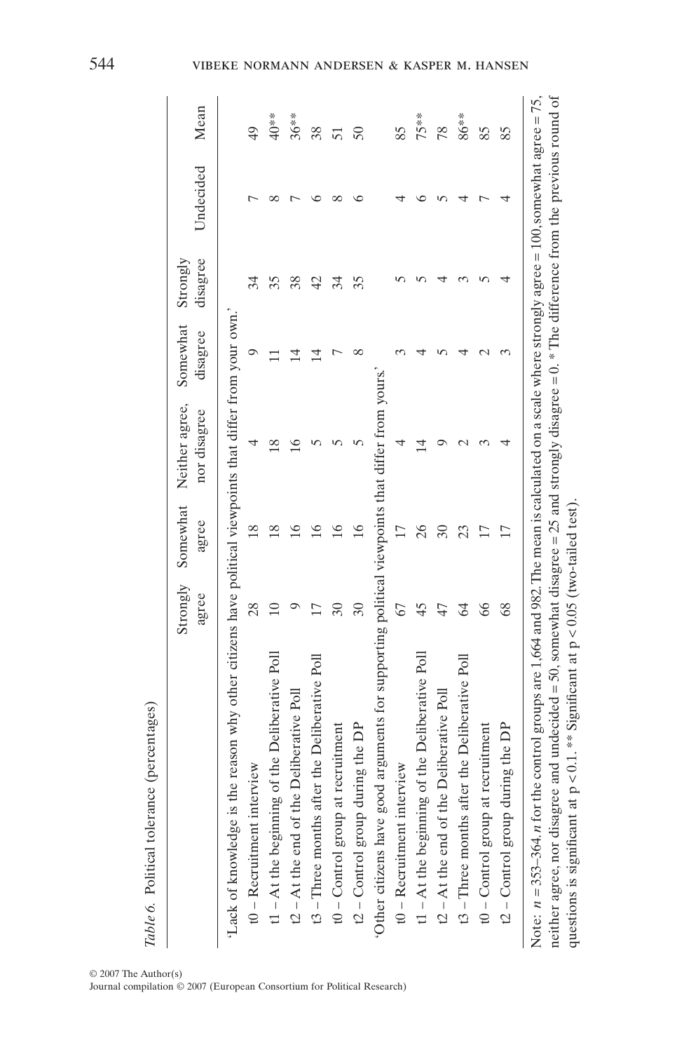*Table 6.* Political tolerance (percentages)

| | Strongly agree | Somewhat agree | Neither agree, nor disagree | Somewhat disagree | Strongly disagree | Undecided | Mean |
|---|---|---|---|---|---|---|---|
| 'Lack of knowledge is the reason why other citizens have political viewpoints that differ from your own.' | | | | | | | |
| t0 – Recruitment interview | 28 | 18 | 4 | 9 | 34 | 7 | 49 |
| t1 – At the beginning of the Deliberative Poll | 10 | 18 | 18 | 11 | 35 | 8 | 40** |
| t2 – At the end of the Deliberative Poll | 9 | 16 | 16 | 14 | 38 | 7 | 36** |
| t3 – Three months after the Deliberative Poll | 17 | 16 | 5 | 14 | 42 | 6 | 38 |
| t0 – Control group at recruitment | 30 | 16 | 5 | 7 | 34 | 8 | 51 |
| t2 – Control group during the DP | 30 | 16 | 5 | 8 | 35 | 6 | 50 |
| 'Other citizens have good arguments for supporting political viewpoints that differ from yours.' | | | | | | | |
| t0 – Recruitment interview | 67 | 17 | 4 | 3 | 5 | 4 | 85 |
| t1 – At the beginning of the Deliberative Poll | 45 | 26 | 14 | 4 | 5 | 6 | 75** |
| t2 – At the end of the Deliberative Poll | 47 | 30 | 9 | 5 | 4 | 5 | 78 |
| t3 – Three months after the Deliberative Poll | 64 | 23 | 2 | 4 | 3 | 4 | 86** |
| t0 – Control group at recruitment | 66 | 17 | 3 | 2 | 5 | 7 | 85 |
| t2 – Control group during the DP | 68 | 17 | 4 | 3 | 4 | 4 | 85 |

Note: $n$ = 353–364. $n$ for the control groups are 1,664 and 982. The mean is calculated on a scale where strongly agree = 100, somewhat agree = 75, neither agree, nor disagree and undecided = 50, somewhat disagree = 25 and strongly disagree = 0. * The difference from the previous round of questions is significant at $p < 0.1$. ** Significant at $p < 0.05$ (two-tailed test).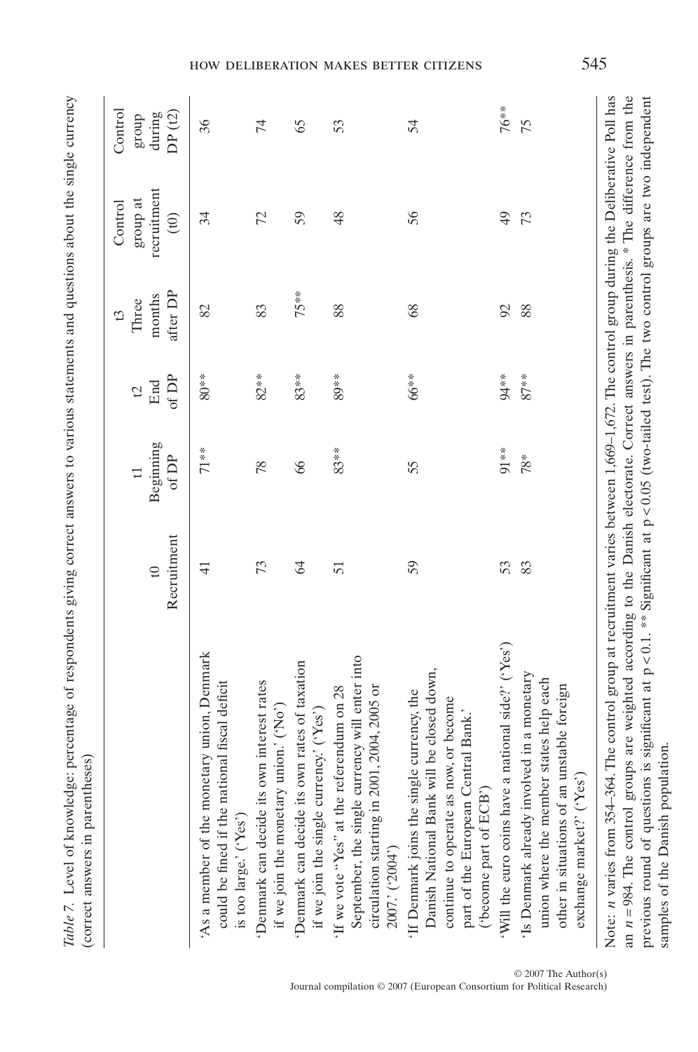*Table 7.* Level of knowledge: percentage of respondents giving correct answers to various statements and questions about the single currency (correct answers in parentheses)

| | t0 Recruitment | t1 Beginning of DP | t2 End of DP | t3 Three months after DP | Control group at recruitment (t0) | Control group during DP (t2) |
|---|---|---|---|---|---|---|
| 'As a member of the monetary union, Denmark could be fined if the national fiscal deficit is too large.' ('Yes') | 41 | 71** | 80** | 82 | 34 | 36 |
| 'Denmark can decide its own interest rates if we join the monetary union.' ('No') | 73 | 78 | 82** | 83 | 72 | 74 |
| 'Denmark can decide its own rates of taxation if we join the single currency.' ('Yes') | 64 | 66 | 83** | 75** | 59 | 65 |
| 'If we vote "Yes" at the referendum on 28 September, the single currency will enter into circulation starting in 2001, 2004, 2005 or 2007.' ('2004') | 51 | 83** | 89** | 88 | 48 | 53 |
| 'If Denmark joins the single currency, the Danish National Bank will be closed down, continue to operate as now, or become part of the European Central Bank.' ('become part of ECB') | 59 | 55 | 66** | 68 | 56 | 54 |
| 'Will the euro coins have a national side?' ('Yes') | 53 | 91** | 94** | 92 | 49 | 76** |
| 'Is Denmark already involved in a monetary union where the member states help each other in situations of an unstable foreign exchange market?' ('Yes') | 83 | 78* | 87** | 88 | 73 | 75 |

Note: *n* varies from 354–364. The control group at recruitment varies between 1,669–1,672. The control group during the Deliberative Poll has an *n* = 984. The control groups are weighted according to the Danish electorate. Correct answers in parenthesis. * The difference from the previous round of questions is significant at $p < 0.1$. ** Significant at $p < 0.05$ (two-tailed test). The two control groups are two independent samples of the Danish population.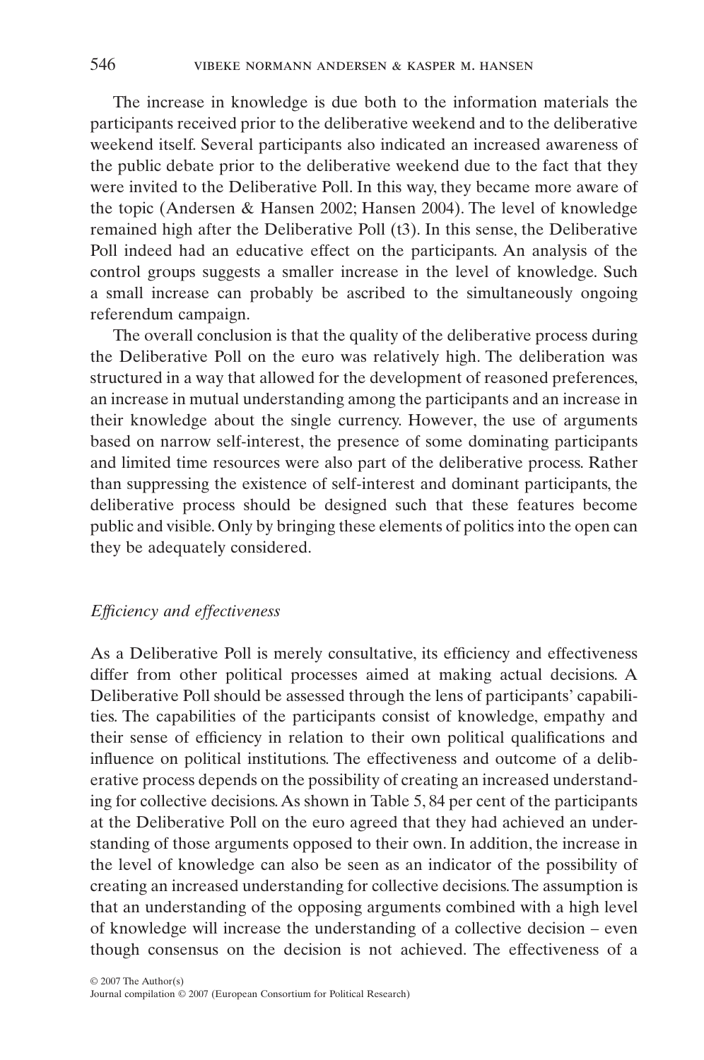The increase in knowledge is due both to the information materials the participants received prior to the deliberative weekend and to the deliberative weekend itself. Several participants also indicated an increased awareness of the public debate prior to the deliberative weekend due to the fact that they were invited to the Deliberative Poll. In this way, they became more aware of the topic (Andersen & Hansen 2002; Hansen 2004). The level of knowledge remained high after the Deliberative Poll (t3). In this sense, the Deliberative Poll indeed had an educative effect on the participants. An analysis of the control groups suggests a smaller increase in the level of knowledge. Such a small increase can probably be ascribed to the simultaneously ongoing referendum campaign.

The overall conclusion is that the quality of the deliberative process during the Deliberative Poll on the euro was relatively high. The deliberation was structured in a way that allowed for the development of reasoned preferences, an increase in mutual understanding among the participants and an increase in their knowledge about the single currency. However, the use of arguments based on narrow self-interest, the presence of some dominating participants and limited time resources were also part of the deliberative process. Rather than suppressing the existence of self-interest and dominant participants, the deliberative process should be designed such that these features become public and visible. Only by bringing these elements of politics into the open can they be adequately considered.

### *Efficiency and effectiveness*

As a Deliberative Poll is merely consultative, its efficiency and effectiveness differ from other political processes aimed at making actual decisions. A Deliberative Poll should be assessed through the lens of participants' capabilities. The capabilities of the participants consist of knowledge, empathy and their sense of efficiency in relation to their own political qualifications and influence on political institutions. The effectiveness and outcome of a deliberative process depends on the possibility of creating an increased understanding for collective decisions. As shown in Table 5, 84 per cent of the participants at the Deliberative Poll on the euro agreed that they had achieved an understanding of those arguments opposed to their own. In addition, the increase in the level of knowledge can also be seen as an indicator of the possibility of creating an increased understanding for collective decisions. The assumption is that an understanding of the opposing arguments combined with a high level of knowledge will increase the understanding of a collective decision – even though consensus on the decision is not achieved. The effectiveness of a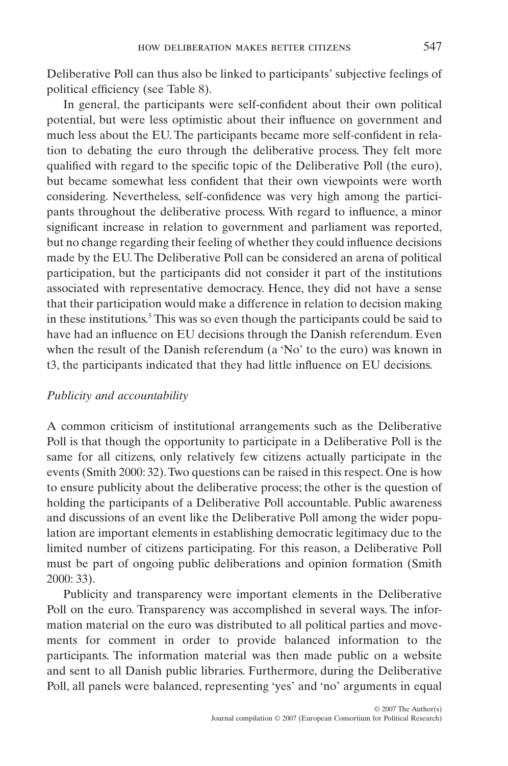Deliberative Poll can thus also be linked to participants' subjective feelings of political efficiency (see Table 8).

In general, the participants were self-confident about their own political potential, but were less optimistic about their influence on government and much less about the EU. The participants became more self-confident in relation to debating the euro through the deliberative process. They felt more qualified with regard to the specific topic of the Deliberative Poll (the euro), but became somewhat less confident that their own viewpoints were worth considering. Nevertheless, self-confidence was very high among the participants throughout the deliberative process. With regard to influence, a minor significant increase in relation to government and parliament was reported, but no change regarding their feeling of whether they could influence decisions made by the EU. The Deliberative Poll can be considered an arena of political participation, but the participants did not consider it part of the institutions associated with representative democracy. Hence, they did not have a sense that their participation would make a difference in relation to decision making in these institutions.[5] This was so even though the participants could be said to have had an influence on EU decisions through the Danish referendum. Even when the result of the Danish referendum (a 'No' to the euro) was known in t3, the participants indicated that they had little influence on EU decisions.

### *Publicity and accountability*

A common criticism of institutional arrangements such as the Deliberative Poll is that though the opportunity to participate in a Deliberative Poll is the same for all citizens, only relatively few citizens actually participate in the events (Smith 2000: 32). Two questions can be raised in this respect. One is how to ensure publicity about the deliberative process; the other is the question of holding the participants of a Deliberative Poll accountable. Public awareness and discussions of an event like the Deliberative Poll among the wider population are important elements in establishing democratic legitimacy due to the limited number of citizens participating. For this reason, a Deliberative Poll must be part of ongoing public deliberations and opinion formation (Smith 2000: 33).

Publicity and transparency were important elements in the Deliberative Poll on the euro. Transparency was accomplished in several ways. The information material on the euro was distributed to all political parties and movements for comment in order to provide balanced information to the participants. The information material was then made public on a website and sent to all Danish public libraries. Furthermore, during the Deliberative Poll, all panels were balanced, representing 'yes' and 'no' arguments in equal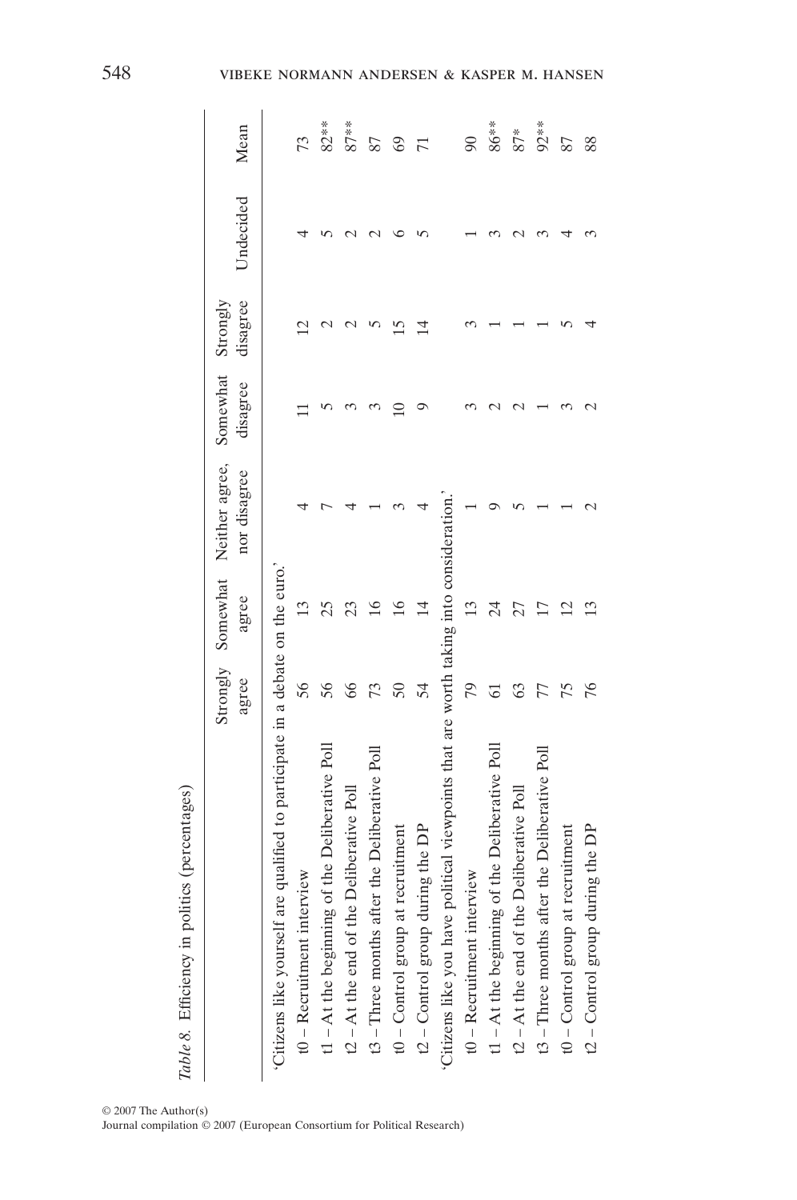*Table 8.* Efficiency in politics (percentages)

| | Strongly agree | Somewhat agree | Neither agree, nor disagree | Somewhat disagree | Strongly disagree | Undecided | Mean |
|---|---|---|---|---|---|---|---|
| 'Citizens like yourself are qualified to participate in a debate on the euro.' | | | | | | | |
| t0 – Recruitment interview | 56 | 13 | 4 | 11 | 12 | 4 | 73 |
| t1 – At the beginning of the Deliberative Poll | 56 | 25 | 7 | 5 | 2 | 5 | 82** |
| t2 – At the end of the Deliberative Poll | 66 | 23 | 4 | 3 | 2 | 2 | 87** |
| t3 – Three months after the Deliberative Poll | 73 | 16 | 1 | 3 | 5 | 2 | 87 |
| t0 – Control group at recruitment | 50 | 16 | 3 | 10 | 15 | 6 | 69 |
| t2 – Control group during the DP | 54 | 14 | 4 | 9 | 14 | 5 | 71 |
| 'Citizens like you have political viewpoints that are worth taking into consideration.' | | | | | | | |
| t0 – Recruitment interview | 79 | 13 | 1 | 3 | 3 | 1 | 90 |
| t1 – At the beginning of the Deliberative Poll | 61 | 24 | 9 | 2 | 1 | 3 | 86** |
| t2 – At the end of the Deliberative Poll | 63 | 27 | 5 | 2 | 1 | 2 | 87* |
| t3 – Three months after the Deliberative Poll | 77 | 17 | 1 | 1 | 1 | 3 | 92** |
| t0 – Control group at recruitment | 75 | 12 | 1 | 3 | 5 | 4 | 87 |
| t2 – Control group during the DP | 76 | 13 | 2 | 2 | 4 | 3 | 88 |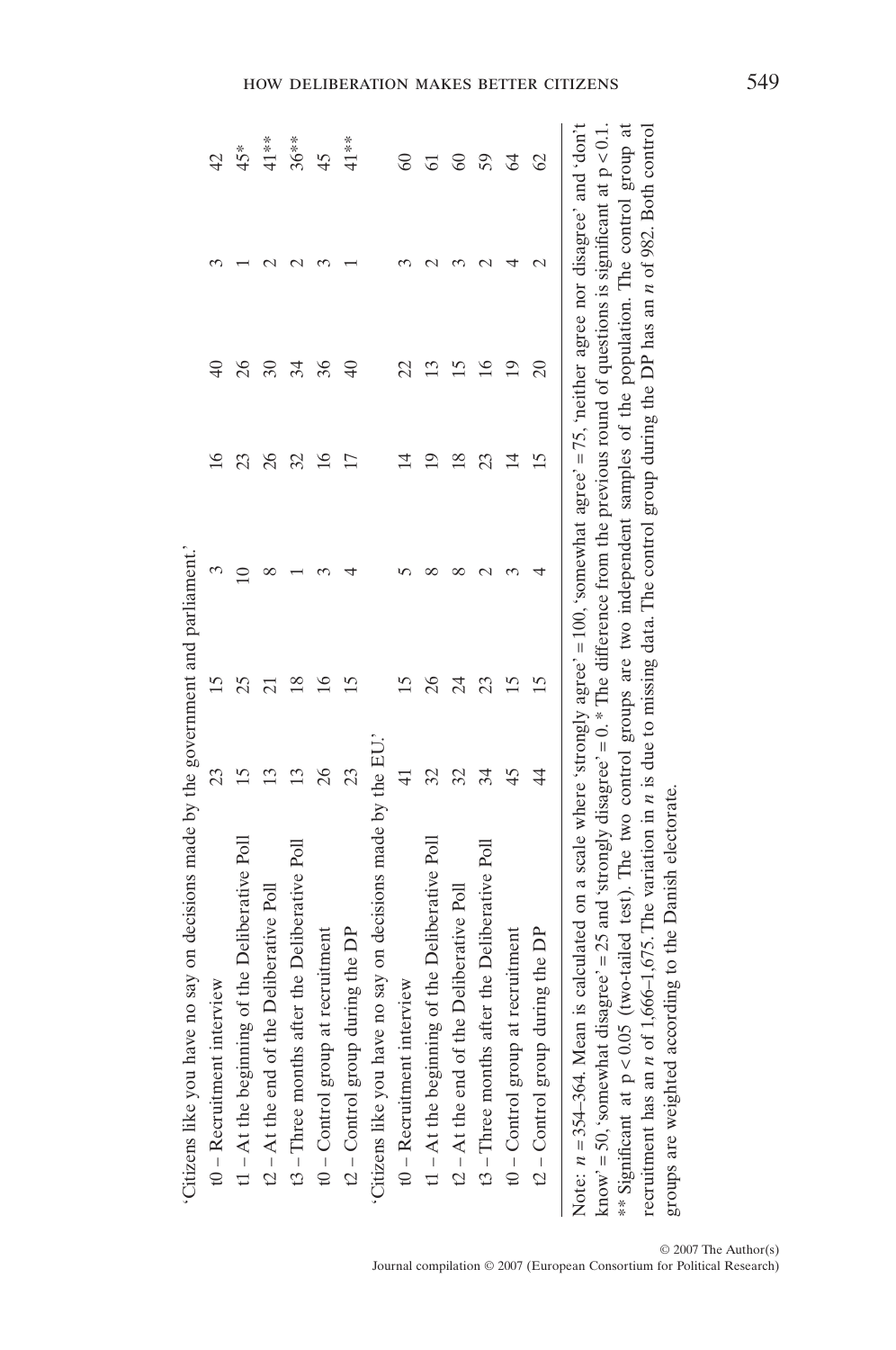| | | | | | | |
|---|---|---|---|---|---|---|
| 'Citizens like you have no say on decisions made by the government and parliament.' | | | | | | |
| t0 – Recruitment interview | 23 | 15 | 3 | 16 | 40 | 3 | 42 |
| t1 – At the beginning of the Deliberative Poll | 15 | 25 | 10 | 23 | 26 | 1 | 45* |
| t2 – At the end of the Deliberative Poll | 13 | 21 | 8 | 26 | 30 | 2 | 41** |
| t3 – Three months after the Deliberative Poll | 13 | 18 | 1 | 32 | 34 | 2 | 36** |
| t0 – Control group at recruitment | 26 | 16 | 3 | 16 | 36 | 3 | 45 |
| t2 – Control group during the DP | 23 | 15 | 4 | 17 | 40 | 1 | 41** |
| 'Citizens like you have no say on decisions made by the EU.' | | | | | | | |
| t0 – Recruitment interview | 41 | 15 | 5 | 14 | 22 | 3 | 60 |
| t1 – At the beginning of the Deliberative Poll | 32 | 26 | 8 | 19 | 13 | 2 | 61 |
| t2 – At the end of the Deliberative Poll | 32 | 24 | 8 | 18 | 15 | 3 | 60 |
| t3 – Three months after the Deliberative Poll | 34 | 23 | 2 | 23 | 16 | 2 | 59 |
| t0 – Control group at recruitment | 45 | 15 | 3 | 14 | 19 | 4 | 64 |
| t2 – Control group during the DP | 44 | 15 | 4 | 15 | 20 | 2 | 62 |

Note: $n$ = 354–364. Mean is calculated on a scale where 'strongly agree' = 100, 'somewhat agree' = 75, 'neither agree nor disagree' and 'don't know' = 50, 'somewhat disagree' = 25 and 'strongly disagree' = 0. * The difference from the previous round of questions is significant at $p < 0.1$. ** Significant at $p < 0.05$ (two-tailed test). The two control groups are two independent samples of the population. The control group at recruitment has an $n$ of 1,666–1,675. The variation in $n$ is due to missing data. The control group during the DP has an $n$ of 982. Both control groups are weighted according to the Danish electorate.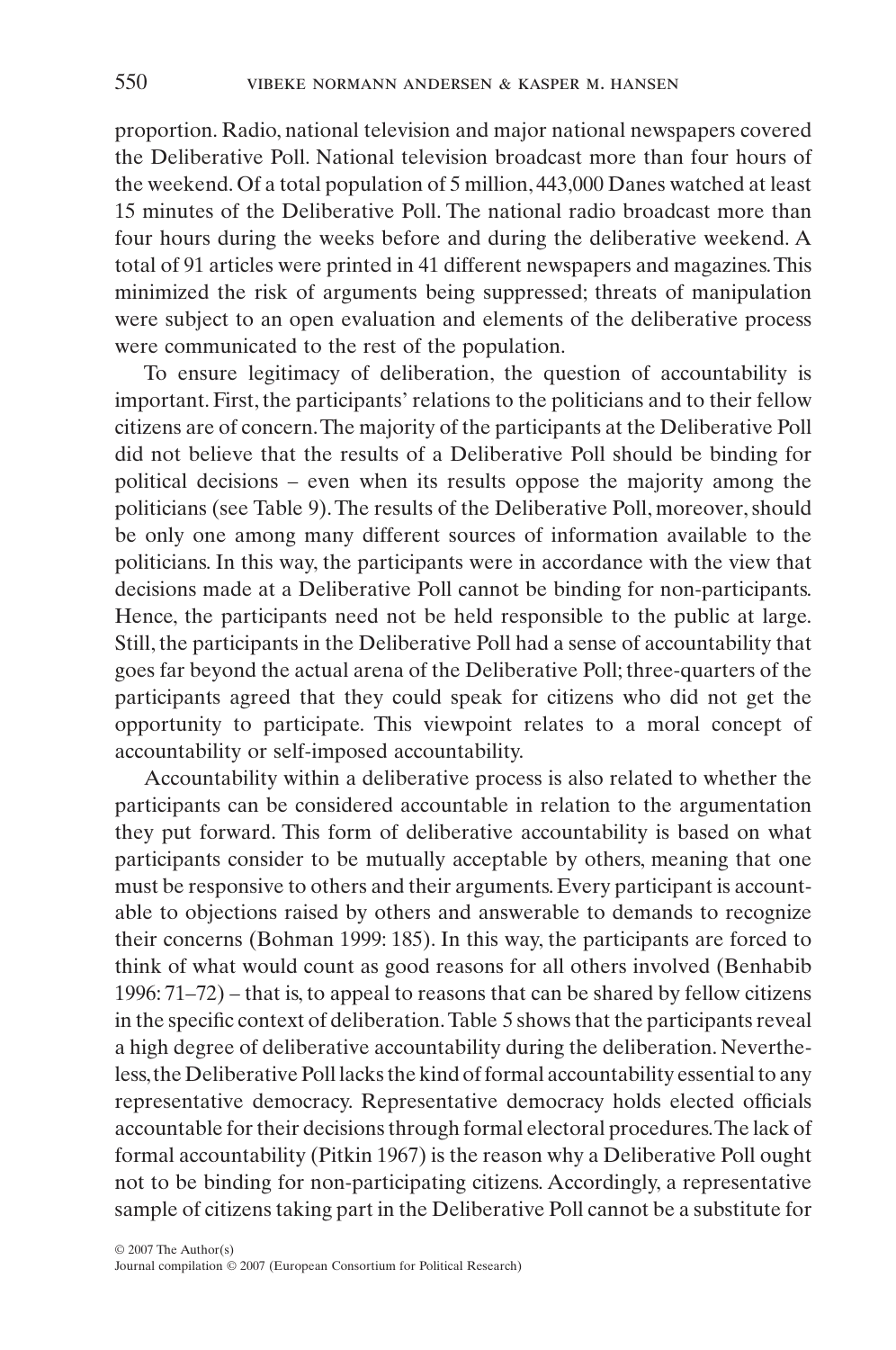proportion. Radio, national television and major national newspapers covered the Deliberative Poll. National television broadcast more than four hours of the weekend. Of a total population of 5 million, 443,000 Danes watched at least 15 minutes of the Deliberative Poll. The national radio broadcast more than four hours during the weeks before and during the deliberative weekend. A total of 91 articles were printed in 41 different newspapers and magazines. This minimized the risk of arguments being suppressed; threats of manipulation were subject to an open evaluation and elements of the deliberative process were communicated to the rest of the population.

To ensure legitimacy of deliberation, the question of accountability is important. First, the participants' relations to the politicians and to their fellow citizens are of concern. The majority of the participants at the Deliberative Poll did not believe that the results of a Deliberative Poll should be binding for political decisions – even when its results oppose the majority among the politicians (see Table 9). The results of the Deliberative Poll, moreover, should be only one among many different sources of information available to the politicians. In this way, the participants were in accordance with the view that decisions made at a Deliberative Poll cannot be binding for non-participants. Hence, the participants need not be held responsible to the public at large. Still, the participants in the Deliberative Poll had a sense of accountability that goes far beyond the actual arena of the Deliberative Poll; three-quarters of the participants agreed that they could speak for citizens who did not get the opportunity to participate. This viewpoint relates to a moral concept of accountability or self-imposed accountability.

Accountability within a deliberative process is also related to whether the participants can be considered accountable in relation to the argumentation they put forward. This form of deliberative accountability is based on what participants consider to be mutually acceptable by others, meaning that one must be responsive to others and their arguments. Every participant is accountable to objections raised by others and answerable to demands to recognize their concerns (Bohman 1999: 185). In this way, the participants are forced to think of what would count as good reasons for all others involved (Benhabib 1996: 71–72) – that is, to appeal to reasons that can be shared by fellow citizens in the specific context of deliberation. Table 5 shows that the participants reveal a high degree of deliberative accountability during the deliberation. Nevertheless, the Deliberative Poll lacks the kind of formal accountability essential to any representative democracy. Representative democracy holds elected officials accountable for their decisions through formal electoral procedures. The lack of formal accountability (Pitkin 1967) is the reason why a Deliberative Poll ought not to be binding for non-participating citizens. Accordingly, a representative sample of citizens taking part in the Deliberative Poll cannot be a substitute for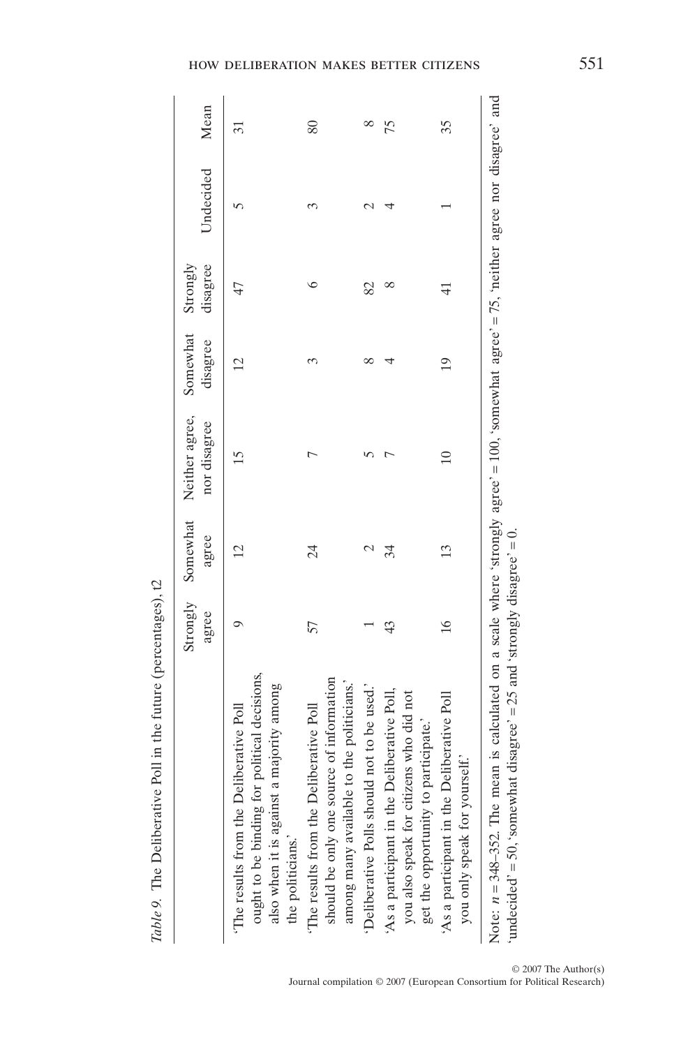*Table 9.* The Deliberative Poll in the future (percentages), t2

| | Strongly agree | Somewhat agree | Neither agree, nor disagree | Somewhat disagree | Strongly disagree | Undecided | Mean |
|---|---|---|---|---|---|---|---|
| 'The results from the Deliberative Poll ought to be binding for political decisions, also when it is against a majority among the politicians.' | 9 | 12 | 15 | 12 | 47 | 5 | 31 |
| 'The results from the Deliberative Poll should be only one source of information among many available to the politicians.' | 57 | 24 | 7 | 3 | 6 | 3 | 80 |
| 'Deliberative Polls should not to be used.' | 1 | 2 | 5 | 8 | 82 | 2 | 8 |
| 'As a participant in the Deliberative Poll, you also speak for citizens who did not get the opportunity to participate.' | 43 | 34 | 7 | 4 | 8 | 4 | 75 |
| 'As a participant in the Deliberative Poll you only speak for yourself.' | 16 | 13 | 10 | 19 | 41 | 1 | 35 |

Note: $n = 348$–$352$. The mean is calculated on a scale where 'strongly agree' = 100, 'somewhat agree' = 75, 'neither agree nor disagree' and 'undecided' = 50, 'somewhat disagree' = 25 and 'strongly disagree' = 0.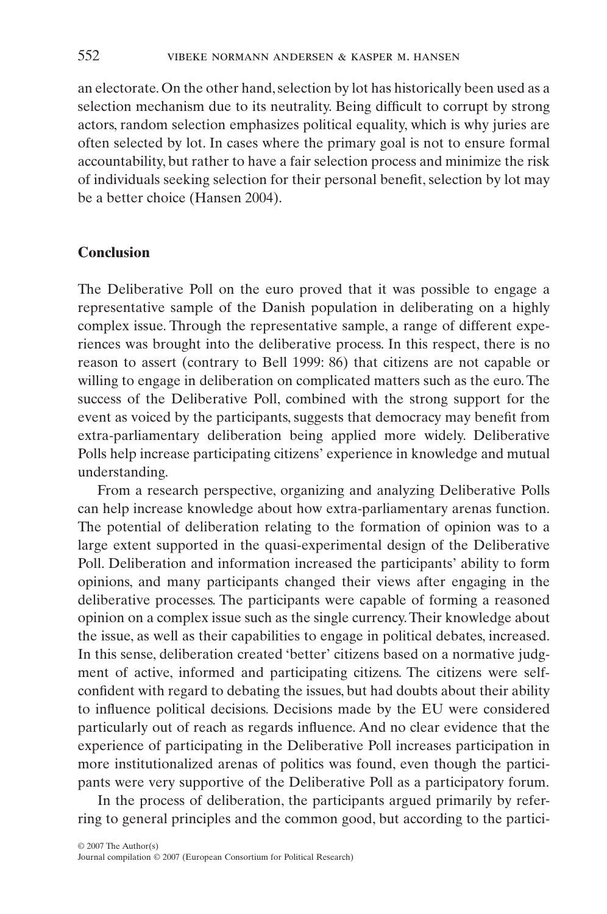an electorate. On the other hand, selection by lot has historically been used as a selection mechanism due to its neutrality. Being difficult to corrupt by strong actors, random selection emphasizes political equality, which is why juries are often selected by lot. In cases where the primary goal is not to ensure formal accountability, but rather to have a fair selection process and minimize the risk of individuals seeking selection for their personal benefit, selection by lot may be a better choice (Hansen 2004).

## Conclusion

The Deliberative Poll on the euro proved that it was possible to engage a representative sample of the Danish population in deliberating on a highly complex issue. Through the representative sample, a range of different experiences was brought into the deliberative process. In this respect, there is no reason to assert (contrary to Bell 1999: 86) that citizens are not capable or willing to engage in deliberation on complicated matters such as the euro. The success of the Deliberative Poll, combined with the strong support for the event as voiced by the participants, suggests that democracy may benefit from extra-parliamentary deliberation being applied more widely. Deliberative Polls help increase participating citizens' experience in knowledge and mutual understanding.

From a research perspective, organizing and analyzing Deliberative Polls can help increase knowledge about how extra-parliamentary arenas function. The potential of deliberation relating to the formation of opinion was to a large extent supported in the quasi-experimental design of the Deliberative Poll. Deliberation and information increased the participants' ability to form opinions, and many participants changed their views after engaging in the deliberative processes. The participants were capable of forming a reasoned opinion on a complex issue such as the single currency. Their knowledge about the issue, as well as their capabilities to engage in political debates, increased. In this sense, deliberation created 'better' citizens based on a normative judgment of active, informed and participating citizens. The citizens were self-confident with regard to debating the issues, but had doubts about their ability to influence political decisions. Decisions made by the EU were considered particularly out of reach as regards influence. And no clear evidence that the experience of participating in the Deliberative Poll increases participation in more institutionalized arenas of politics was found, even though the participants were very supportive of the Deliberative Poll as a participatory forum.

In the process of deliberation, the participants argued primarily by referring to general principles and the common good, but according to the partici-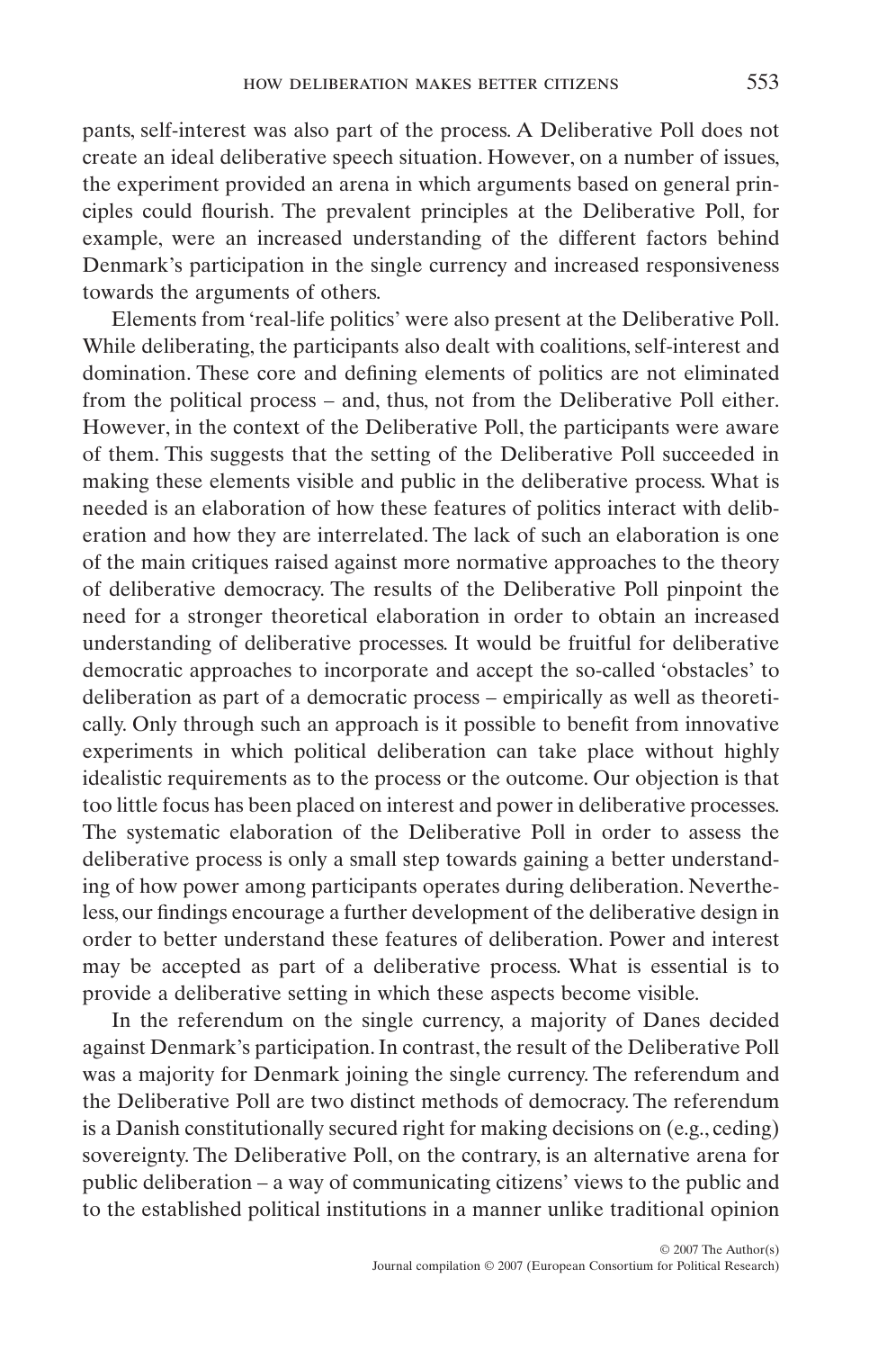pants, self-interest was also part of the process. A Deliberative Poll does not create an ideal deliberative speech situation. However, on a number of issues, the experiment provided an arena in which arguments based on general principles could flourish. The prevalent principles at the Deliberative Poll, for example, were an increased understanding of the different factors behind Denmark's participation in the single currency and increased responsiveness towards the arguments of others.

Elements from 'real-life politics' were also present at the Deliberative Poll. While deliberating, the participants also dealt with coalitions, self-interest and domination. These core and defining elements of politics are not eliminated from the political process – and, thus, not from the Deliberative Poll either. However, in the context of the Deliberative Poll, the participants were aware of them. This suggests that the setting of the Deliberative Poll succeeded in making these elements visible and public in the deliberative process. What is needed is an elaboration of how these features of politics interact with deliberation and how they are interrelated. The lack of such an elaboration is one of the main critiques raised against more normative approaches to the theory of deliberative democracy. The results of the Deliberative Poll pinpoint the need for a stronger theoretical elaboration in order to obtain an increased understanding of deliberative processes. It would be fruitful for deliberative democratic approaches to incorporate and accept the so-called 'obstacles' to deliberation as part of a democratic process – empirically as well as theoretically. Only through such an approach is it possible to benefit from innovative experiments in which political deliberation can take place without highly idealistic requirements as to the process or the outcome. Our objection is that too little focus has been placed on interest and power in deliberative processes. The systematic elaboration of the Deliberative Poll in order to assess the deliberative process is only a small step towards gaining a better understanding of how power among participants operates during deliberation. Nevertheless, our findings encourage a further development of the deliberative design in order to better understand these features of deliberation. Power and interest may be accepted as part of a deliberative process. What is essential is to provide a deliberative setting in which these aspects become visible.

In the referendum on the single currency, a majority of Danes decided against Denmark's participation. In contrast, the result of the Deliberative Poll was a majority for Denmark joining the single currency. The referendum and the Deliberative Poll are two distinct methods of democracy. The referendum is a Danish constitutionally secured right for making decisions on (e.g., ceding) sovereignty. The Deliberative Poll, on the contrary, is an alternative arena for public deliberation – a way of communicating citizens' views to the public and to the established political institutions in a manner unlike traditional opinion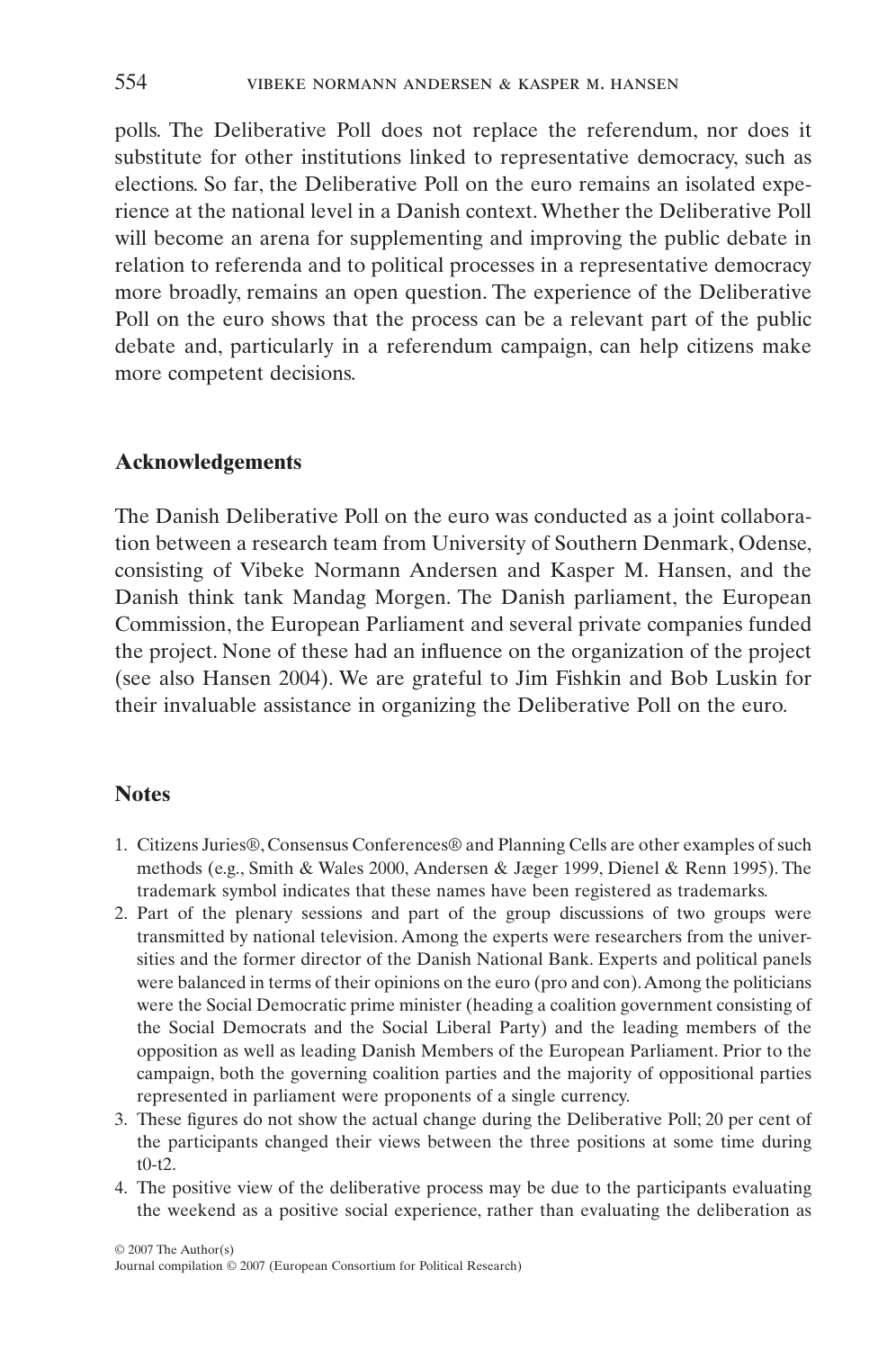polls. The Deliberative Poll does not replace the referendum, nor does it substitute for other institutions linked to representative democracy, such as elections. So far, the Deliberative Poll on the euro remains an isolated experience at the national level in a Danish context. Whether the Deliberative Poll will become an arena for supplementing and improving the public debate in relation to referenda and to political processes in a representative democracy more broadly, remains an open question. The experience of the Deliberative Poll on the euro shows that the process can be a relevant part of the public debate and, particularly in a referendum campaign, can help citizens make more competent decisions.

## Acknowledgements

The Danish Deliberative Poll on the euro was conducted as a joint collaboration between a research team from University of Southern Denmark, Odense, consisting of Vibeke Normann Andersen and Kasper M. Hansen, and the Danish think tank Mandag Morgen. The Danish parliament, the European Commission, the European Parliament and several private companies funded the project. None of these had an influence on the organization of the project (see also Hansen 2004). We are grateful to Jim Fishkin and Bob Luskin for their invaluable assistance in organizing the Deliberative Poll on the euro.

## Notes

1. Citizens Juries®, Consensus Conferences® and Planning Cells are other examples of such methods (e.g., Smith & Wales 2000, Andersen & Jæger 1999, Dienel & Renn 1995). The trademark symbol indicates that these names have been registered as trademarks.
2. Part of the plenary sessions and part of the group discussions of two groups were transmitted by national television. Among the experts were researchers from the universities and the former director of the Danish National Bank. Experts and political panels were balanced in terms of their opinions on the euro (pro and con). Among the politicians were the Social Democratic prime minister (heading a coalition government consisting of the Social Democrats and the Social Liberal Party) and the leading members of the opposition as well as leading Danish Members of the European Parliament. Prior to the campaign, both the governing coalition parties and the majority of oppositional parties represented in parliament were proponents of a single currency.
3. These figures do not show the actual change during the Deliberative Poll; 20 per cent of the participants changed their views between the three positions at some time during t0-t2.
4. The positive view of the deliberative process may be due to the participants evaluating the weekend as a positive social experience, rather than evaluating the deliberation as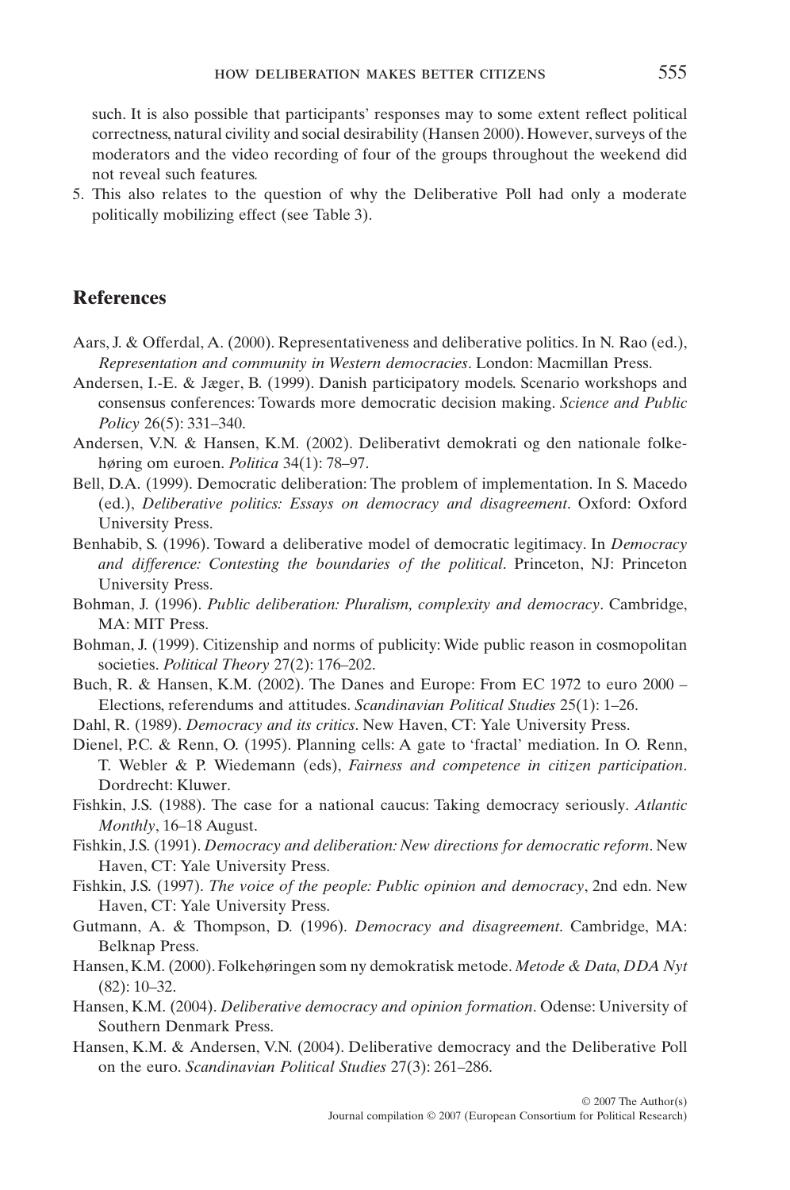such. It is also possible that participants' responses may to some extent reflect political correctness, natural civility and social desirability (Hansen 2000). However, surveys of the moderators and the video recording of four of the groups throughout the weekend did not reveal such features.

5. This also relates to the question of why the Deliberative Poll had only a moderate politically mobilizing effect (see Table 3).

## References

Aars, J. & Offerdal, A. (2000). Representativeness and deliberative politics. In N. Rao (ed.), *Representation and community in Western democracies*. London: Macmillan Press.

Andersen, I.-E. & Jæger, B. (1999). Danish participatory models. Scenario workshops and consensus conferences: Towards more democratic decision making. *Science and Public Policy* 26(5): 331–340.

Andersen, V.N. & Hansen, K.M. (2002). Deliberativt demokrati og den nationale folkehøring om euroen. *Politica* 34(1): 78–97.

Bell, D.A. (1999). Democratic deliberation: The problem of implementation. In S. Macedo (ed.), *Deliberative politics: Essays on democracy and disagreement*. Oxford: Oxford University Press.

Benhabib, S. (1996). Toward a deliberative model of democratic legitimacy. In *Democracy and difference: Contesting the boundaries of the political*. Princeton, NJ: Princeton University Press.

Bohman, J. (1996). *Public deliberation: Pluralism, complexity and democracy*. Cambridge, MA: MIT Press.

Bohman, J. (1999). Citizenship and norms of publicity: Wide public reason in cosmopolitan societies. *Political Theory* 27(2): 176–202.

Buch, R. & Hansen, K.M. (2002). The Danes and Europe: From EC 1972 to euro 2000 – Elections, referendums and attitudes. *Scandinavian Political Studies* 25(1): 1–26.

Dahl, R. (1989). *Democracy and its critics*. New Haven, CT: Yale University Press.

Dienel, P.C. & Renn, O. (1995). Planning cells: A gate to 'fractal' mediation. In O. Renn, T. Webler & P. Wiedemann (eds), *Fairness and competence in citizen participation*. Dordrecht: Kluwer.

Fishkin, J.S. (1988). The case for a national caucus: Taking democracy seriously. *Atlantic Monthly*, 16–18 August.

Fishkin, J.S. (1991). *Democracy and deliberation: New directions for democratic reform*. New Haven, CT: Yale University Press.

Fishkin, J.S. (1997). *The voice of the people: Public opinion and democracy*, 2nd edn. New Haven, CT: Yale University Press.

Gutmann, A. & Thompson, D. (1996). *Democracy and disagreement*. Cambridge, MA: Belknap Press.

Hansen, K.M. (2000). Folkehøringen som ny demokratisk metode. *Metode & Data, DDA Nyt* (82): 10–32.

Hansen, K.M. (2004). *Deliberative democracy and opinion formation*. Odense: University of Southern Denmark Press.

Hansen, K.M. & Andersen, V.N. (2004). Deliberative democracy and the Deliberative Poll on the euro. *Scandinavian Political Studies* 27(3): 261–286.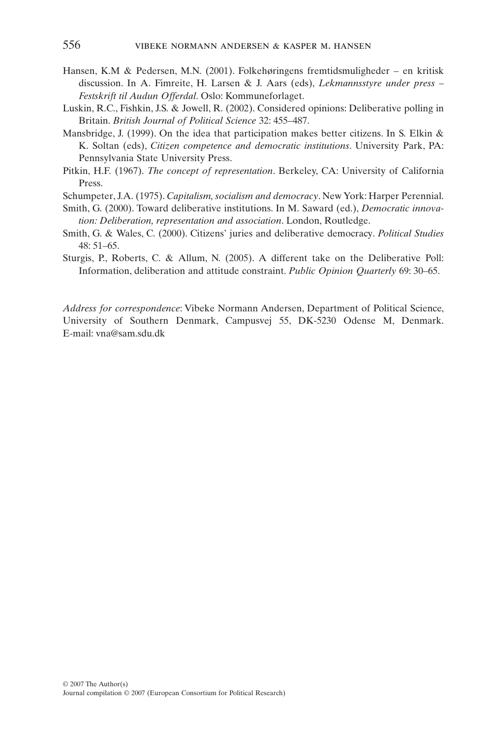Hansen, K.M & Pedersen, M.N. (2001). Folkehøringens fremtidsmuligheder – en kritisk discussion. In A. Fimreite, H. Larsen & J. Aars (eds), *Lekmannsstyre under press – Festskrift til Audun Offerdal*. Oslo: Kommuneforlaget.

Luskin, R.C., Fishkin, J.S. & Jowell, R. (2002). Considered opinions: Deliberative polling in Britain. *British Journal of Political Science* 32: 455–487.

Mansbridge, J. (1999). On the idea that participation makes better citizens. In S. Elkin & K. Soltan (eds), *Citizen competence and democratic institutions*. University Park, PA: Pennsylvania State University Press.

Pitkin, H.F. (1967). *The concept of representation*. Berkeley, CA: University of California Press.

Schumpeter, J.A. (1975). *Capitalism, socialism and democracy*. New York: Harper Perennial.

Smith, G. (2000). Toward deliberative institutions. In M. Saward (ed.), *Democratic innovation: Deliberation, representation and association*. London, Routledge.

Smith, G. & Wales, C. (2000). Citizens' juries and deliberative democracy. *Political Studies* 48: 51–65.

Sturgis, P., Roberts, C. & Allum, N. (2005). A different take on the Deliberative Poll: Information, deliberation and attitude constraint. *Public Opinion Quarterly* 69: 30–65.

*Address for correspondence*: Vibeke Normann Andersen, Department of Political Science, University of Southern Denmark, Campusvej 55, DK-5230 Odense M, Denmark. E-mail: vna@sam.sdu.dk